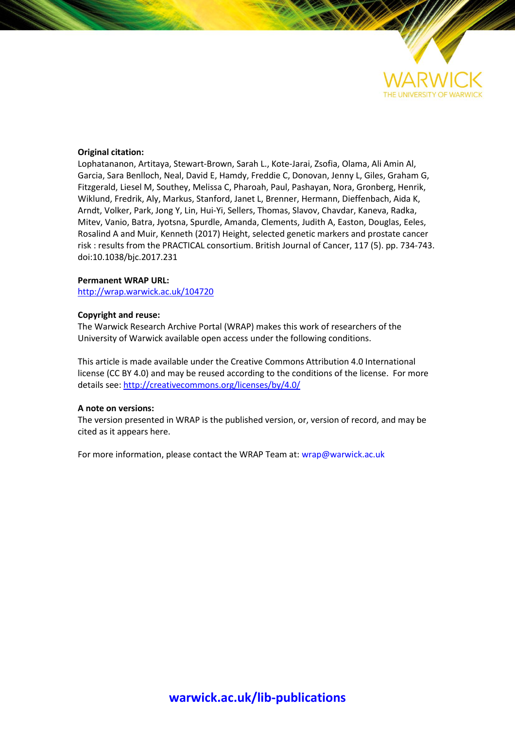**Original citation:**
Lophatananon, Artitaya, Stewart-Brown, Sarah L., Kote-Jarai, Zsofia, Olama, Ali Amin Al, Garcia, Sara Benlloch, Neal, David E, Hamdy, Freddie C, Donovan, Jenny L, Giles, Graham G, Fitzgerald, Liesel M, Southey, Melissa C, Pharoah, Paul, Pashayan, Nora, Gronberg, Henrik, Wiklund, Fredrik, Aly, Markus, Stanford, Janet L, Brenner, Hermann, Dieffenbach, Aida K, Arndt, Volker, Park, Jong Y, Lin, Hui-Yi, Sellers, Thomas, Slavov, Chavdar, Kaneva, Radka, Mitev, Vanio, Batra, Jyotsna, Spurdle, Amanda, Clements, Judith A, Easton, Douglas, Eeles, Rosalind A and Muir, Kenneth (2017) Height, selected genetic markers and prostate cancer risk : results from the PRACTICAL consortium. British Journal of Cancer, 117 (5). pp. 734-743. doi:10.1038/bjc.2017.231

**Permanent WRAP URL:**
http://wrap.warwick.ac.uk/104720

**Copyright and reuse:**
The Warwick Research Archive Portal (WRAP) makes this work of researchers of the University of Warwick available open access under the following conditions.

This article is made available under the Creative Commons Attribution 4.0 International license (CC BY 4.0) and may be reused according to the conditions of the license. For more details see: http://creativecommons.org/licenses/by/4.0/

**A note on versions:**
The version presented in WRAP is the published version, or, version of record, and may be cited as it appears here.

For more information, please contact the WRAP Team at: wrap@warwick.ac.uk

**warwick.ac.uk/lib-publications**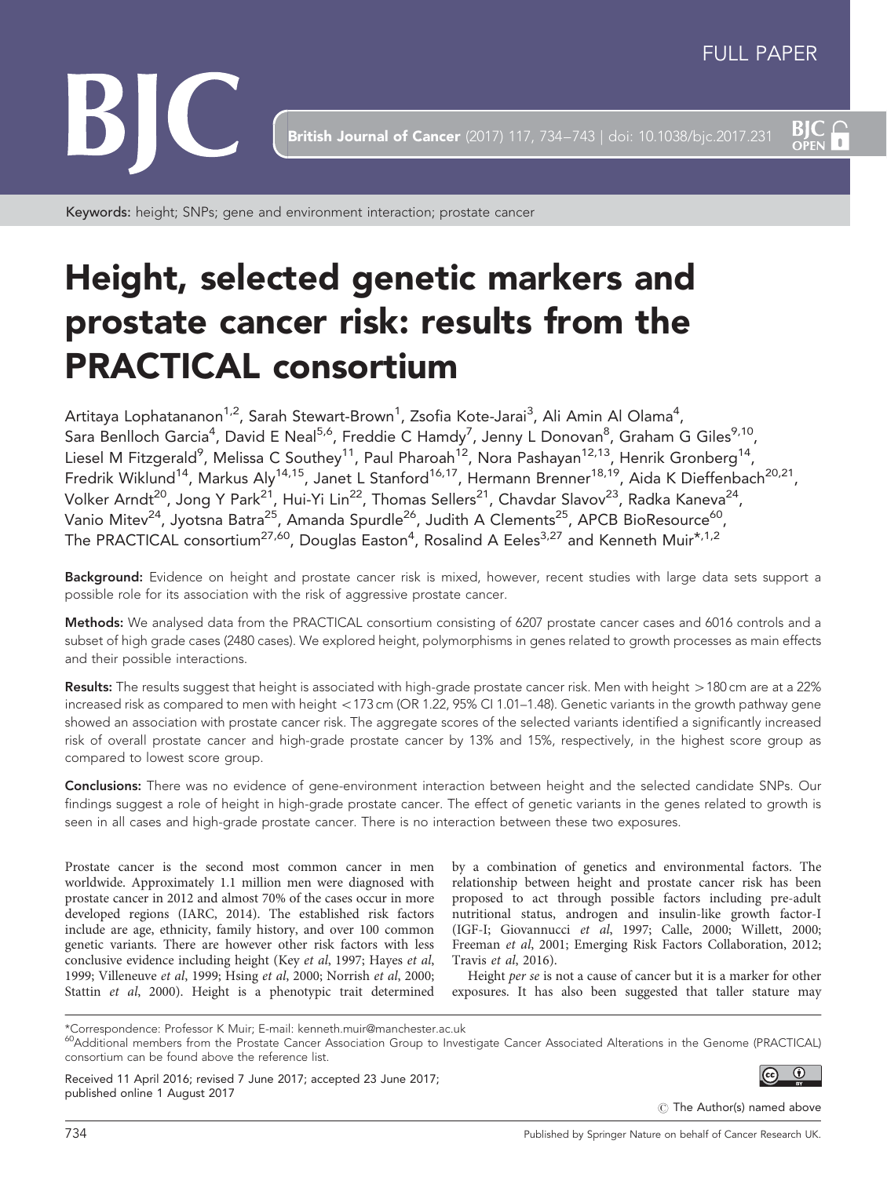Keywords: height; SNPs; gene and environment interaction; prostate cancer

# Height, selected genetic markers and prostate cancer risk: results from the PRACTICAL consortium

Artitaya Lophatananon[1,2], Sarah Stewart-Brown[1], Zsofia Kote-Jarai[3], Ali Amin Al Olama[4], Sara Benlloch Garcia[4], David E Neal[5,6], Freddie C Hamdy[7], Jenny L Donovan[8], Graham G Giles[9,10], Liesel M Fitzgerald[9], Melissa C Southey[11], Paul Pharoah[12], Nora Pashayan[12,13], Henrik Gronberg[14], Fredrik Wiklund[14], Markus Aly[14,15], Janet L Stanford[16,17], Hermann Brenner[18,19], Aida K Dieffenbach[20,21], Volker Arndt[20], Jong Y Park[21], Hui-Yi Lin[22], Thomas Sellers[21], Chavdar Slavov[23], Radka Kaneva[24], Vanio Mitev[24], Jyotsna Batra[25], Amanda Spurdle[26], Judith A Clements[25], APCB BioResource[60], The PRACTICAL consortium[27,60], Douglas Easton[4], Rosalind A Eeles[3,27] and Kenneth Muir*[,1,2]

**Background:** Evidence on height and prostate cancer risk is mixed, however, recent studies with large data sets support a possible role for its association with the risk of aggressive prostate cancer.

**Methods:** We analysed data from the PRACTICAL consortium consisting of 6207 prostate cancer cases and 6016 controls and a subset of high grade cases (2480 cases). We explored height, polymorphisms in genes related to growth processes as main effects and their possible interactions.

**Results:** The results suggest that height is associated with high-grade prostate cancer risk. Men with height >180 cm are at a 22% increased risk as compared to men with height <173 cm (OR 1.22, 95% CI 1.01–1.48). Genetic variants in the growth pathway gene showed an association with prostate cancer risk. The aggregate scores of the selected variants identified a significantly increased risk of overall prostate cancer and high-grade prostate cancer by 13% and 15%, respectively, in the highest score group as compared to lowest score group.

**Conclusions:** There was no evidence of gene-environment interaction between height and the selected candidate SNPs. Our findings suggest a role of height in high-grade prostate cancer. The effect of genetic variants in the genes related to growth is seen in all cases and high-grade prostate cancer. There is no interaction between these two exposures.

Prostate cancer is the second most common cancer in men worldwide. Approximately 1.1 million men were diagnosed with prostate cancer in 2012 and almost 70% of the cases occur in more developed regions (IARC, 2014). The established risk factors include are age, ethnicity, family history, and over 100 common genetic variants. There are however other risk factors with less conclusive evidence including height (Key *et al*, 1997; Hayes *et al*, 1999; Villeneuve *et al*, 1999; Hsing *et al*, 2000; Norrish *et al*, 2000; Stattin *et al*, 2000). Height is a phenotypic trait determined by a combination of genetics and environmental factors. The relationship between height and prostate cancer risk has been proposed to act through possible factors including pre-adult nutritional status, androgen and insulin-like growth factor-I (IGF-I; Giovannucci *et al*, 1997; Calle, 2000; Willett, 2000; Freeman *et al*, 2001; Emerging Risk Factors Collaboration, 2012; Travis *et al*, 2016).

Height *per se* is not a cause of cancer but it is a marker for other exposures. It has also been suggested that taller stature may

*Correspondence: Professor K Muir; E-mail: kenneth.muir@manchester.ac.uk

[60]Additional members from the Prostate Cancer Association Group to Investigate Cancer Associated Alterations in the Genome (PRACTICAL) consortium can be found above the reference list.

Received 11 April 2016; revised 7 June 2017; accepted 23 June 2017; published online 1 August 2017

© The Author(s) named above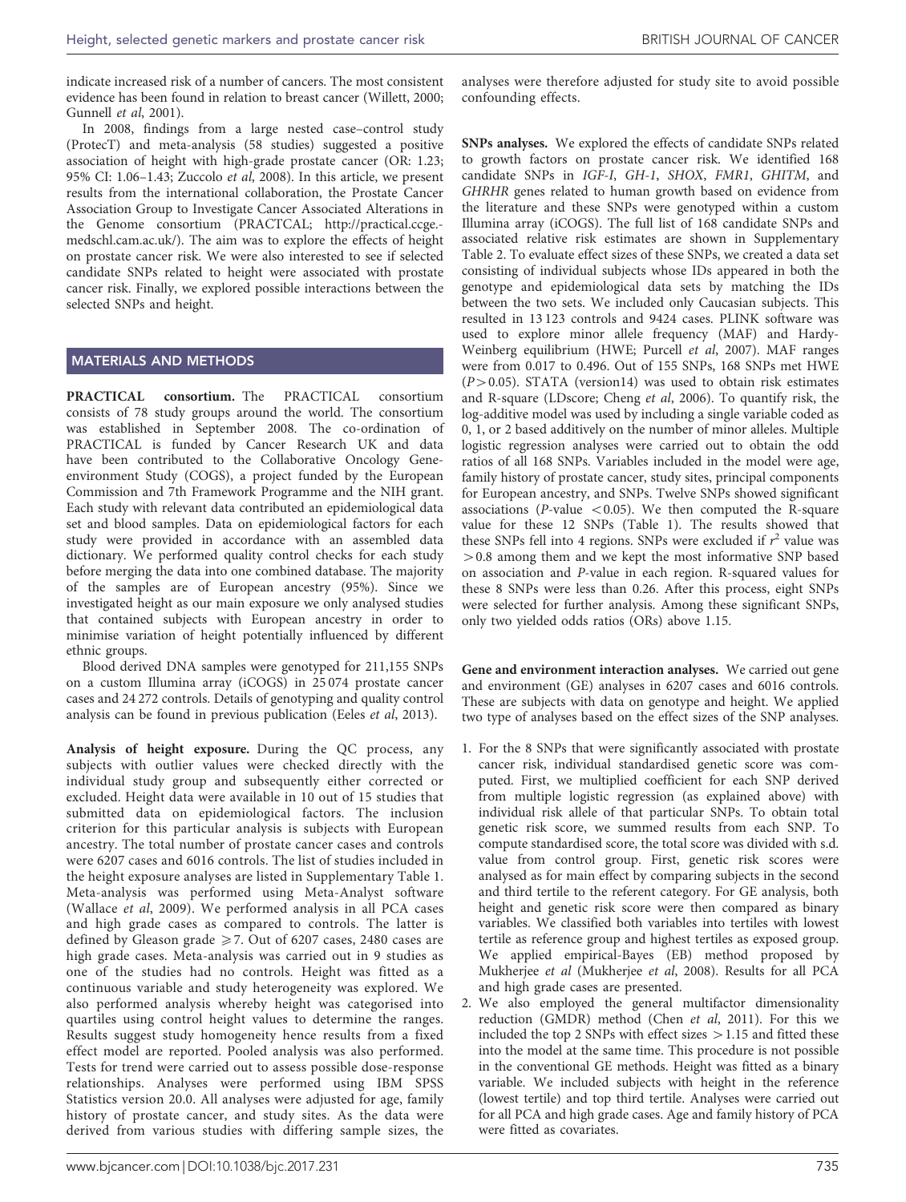indicate increased risk of a number of cancers. The most consistent evidence has been found in relation to breast cancer (Willett, 2000; Gunnell *et al*, 2001).

In 2008, findings from a large nested case–control study (ProtecT) and meta-analysis (58 studies) suggested a positive association of height with high-grade prostate cancer (OR: 1.23; 95% CI: 1.06–1.43; Zuccolo *et al*, 2008). In this article, we present results from the international collaboration, the Prostate Cancer Association Group to Investigate Cancer Associated Alterations in the Genome consortium (PRACTCAL; http://practical.ccge.medschl.cam.ac.uk/). The aim was to explore the effects of height on prostate cancer risk. We were also interested to see if selected candidate SNPs related to height were associated with prostate cancer risk. Finally, we explored possible interactions between the selected SNPs and height.

## MATERIALS AND METHODS

**PRACTICAL consortium.** The PRACTICAL consortium consists of 78 study groups around the world. The consortium was established in September 2008. The co-ordination of PRACTICAL is funded by Cancer Research UK and data have been contributed to the Collaborative Oncology Gene-environment Study (COGS), a project funded by the European Commission and 7th Framework Programme and the NIH grant. Each study with relevant data contributed an epidemiological data set and blood samples. Data on epidemiological factors for each study were provided in accordance with an assembled data dictionary. We performed quality control checks for each study before merging the data into one combined database. The majority of the samples are of European ancestry (95%). Since we investigated height as our main exposure we only analysed studies that contained subjects with European ancestry in order to minimise variation of height potentially influenced by different ethnic groups.

Blood derived DNA samples were genotyped for 211,155 SNPs on a custom Illumina array (iCOGS) in 25 074 prostate cancer cases and 24 272 controls. Details of genotyping and quality control analysis can be found in previous publication (Eeles *et al*, 2013).

**Analysis of height exposure.** During the QC process, any subjects with outlier values were checked directly with the individual study group and subsequently either corrected or excluded. Height data were available in 10 out of 15 studies that submitted data on epidemiological factors. The inclusion criterion for this particular analysis is subjects with European ancestry. The total number of prostate cancer cases and controls were 6207 cases and 6016 controls. The list of studies included in the height exposure analyses are listed in Supplementary Table 1. Meta-analysis was performed using Meta-Analyst software (Wallace *et al*, 2009). We performed analysis in all PCA cases and high grade cases as compared to controls. The latter is defined by Gleason grade $\geqslant 7$. Out of 6207 cases, 2480 cases are high grade cases. Meta-analysis was carried out in 9 studies as one of the studies had no controls. Height was fitted as a continuous variable and study heterogeneity was explored. We also performed analysis whereby height was categorised into quartiles using control height values to determine the ranges. Results suggest study homogeneity hence results from a fixed effect model are reported. Pooled analysis was also performed. Tests for trend were carried out to assess possible dose-response relationships. Analyses were performed using IBM SPSS Statistics version 20.0. All analyses were adjusted for age, family history of prostate cancer, and study sites. As the data were derived from various studies with differing sample sizes, the analyses were therefore adjusted for study site to avoid possible confounding effects.

**SNPs analyses.** We explored the effects of candidate SNPs related to growth factors on prostate cancer risk. We identified 168 candidate SNPs in *IGF-I*, *GH-1*, *SHOX*, *FMR1*, *GHITM*, and *GHRHR* genes related to human growth based on evidence from the literature and these SNPs were genotyped within a custom Illumina array (iCOGS). The full list of 168 candidate SNPs and associated relative risk estimates are shown in Supplementary Table 2. To evaluate effect sizes of these SNPs, we created a data set consisting of individual subjects whose IDs appeared in both the genotype and epidemiological data sets by matching the IDs between the two sets. We included only Caucasian subjects. This resulted in 13 123 controls and 9424 cases. PLINK software was used to explore minor allele frequency (MAF) and Hardy-Weinberg equilibrium (HWE; Purcell *et al*, 2007). MAF ranges were from 0.017 to 0.496. Out of 155 SNPs, 168 SNPs met HWE ($P > 0.05$). STATA (version14) was used to obtain risk estimates and R-square (LDscore; Cheng *et al*, 2006). To quantify risk, the log-additive model was used by including a single variable coded as 0, 1, or 2 based additively on the number of minor alleles. Multiple logistic regression analyses were carried out to obtain the odd ratios of all 168 SNPs. Variables included in the model were age, family history of prostate cancer, study sites, principal components for European ancestry, and SNPs. Twelve SNPs showed significant associations ($P$-value $< 0.05$). We then computed the R-square value for these 12 SNPs (Table 1). The results showed that these SNPs fell into 4 regions. SNPs were excluded if $r^2$ value was $> 0.8$ among them and we kept the most informative SNP based on association and $P$-value in each region. R-squared values for these 8 SNPs were less than 0.26. After this process, eight SNPs were selected for further analysis. Among these significant SNPs, only two yielded odds ratios (ORs) above 1.15.

**Gene and environment interaction analyses.** We carried out gene and environment (GE) analyses in 6207 cases and 6016 controls. These are subjects with data on genotype and height. We applied two type of analyses based on the effect sizes of the SNP analyses.

1. For the 8 SNPs that were significantly associated with prostate cancer risk, individual standardised genetic score was computed. First, we multiplied coefficient for each SNP derived from multiple logistic regression (as explained above) with individual risk allele of that particular SNPs. To obtain total genetic risk score, we summed results from each SNP. To compute standardised score, the total score was divided with s.d. value from control group. First, genetic risk scores were analysed as for main effect by comparing subjects in the second and third tertile to the referent category. For GE analysis, both height and genetic risk score were then compared as binary variables. We classified both variables into tertiles with lowest tertile as reference group and highest tertiles as exposed group. We applied empirical-Bayes (EB) method proposed by Mukherjee *et al* (Mukherjee *et al*, 2008). Results for all PCA and high grade cases are presented.
2. We also employed the general multifactor dimensionality reduction (GMDR) method (Chen *et al*, 2011). For this we included the top 2 SNPs with effect sizes $> 1.15$ and fitted these into the model at the same time. This procedure is not possible in the conventional GE methods. Height was fitted as a binary variable. We included subjects with height in the reference (lowest tertile) and top third tertile. Analyses were carried out for all PCA and high grade cases. Age and family history of PCA were fitted as covariates.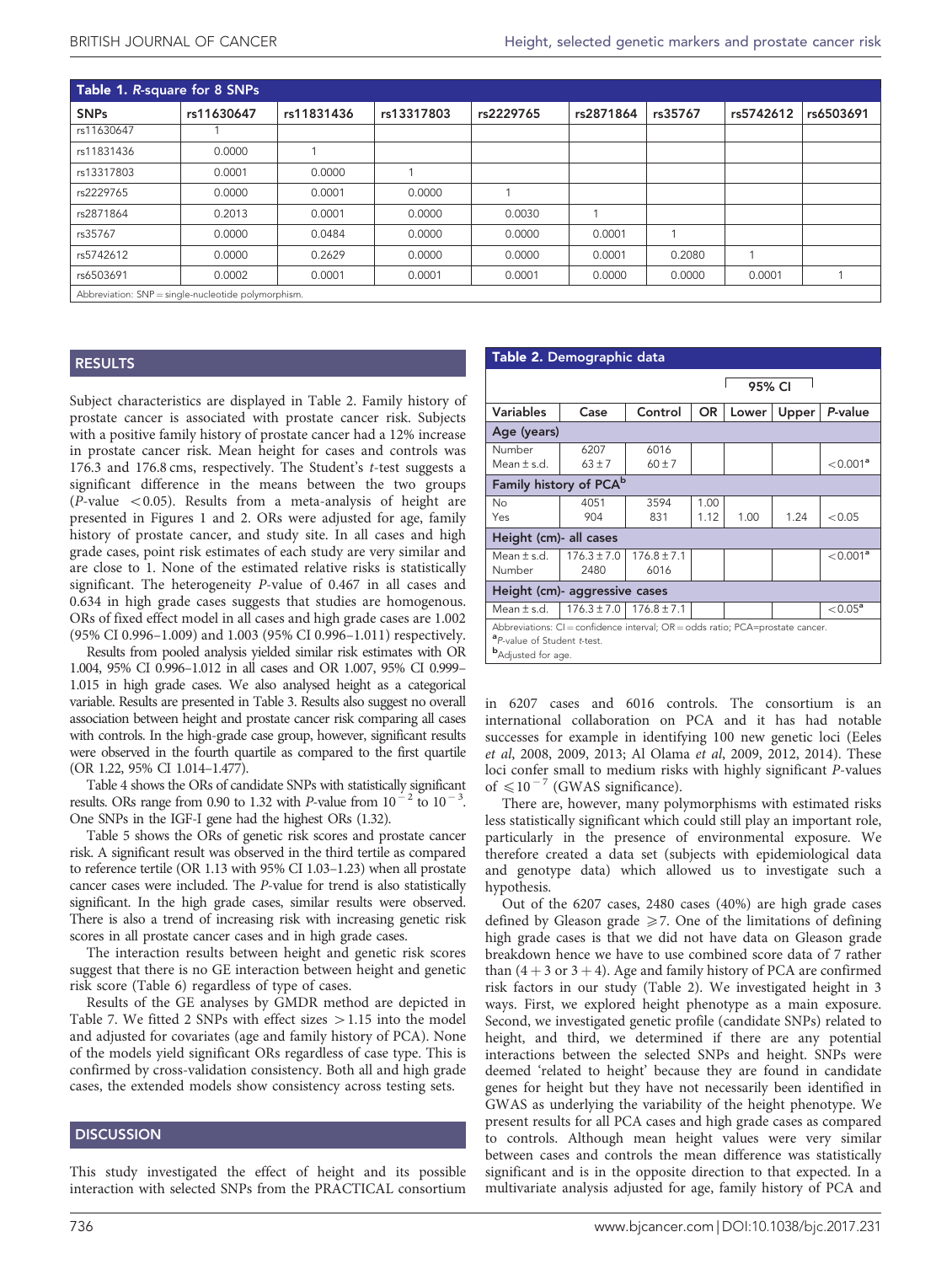**Table 1. *R*-square for 8 SNPs**

| SNPs | rs11630647 | rs11831436 | rs13317803 | rs2229765 | rs2871864 | rs35767 | rs5742612 | rs6503691 |
|---|---|---|---|---|---|---|---|---|
| rs11630647 | 1 | | | | | | | |
| rs11831436 | 0.0000 | 1 | | | | | | |
| rs13317803 | 0.0001 | 0.0000 | 1 | | | | | |
| rs2229765 | 0.0000 | 0.0001 | 0.0000 | 1 | | | | |
| rs2871864 | 0.2013 | 0.0001 | 0.0000 | 0.0030 | 1 | | | |
| rs35767 | 0.0000 | 0.0484 | 0.0000 | 0.0000 | 0.0001 | 1 | | |
| rs5742612 | 0.0000 | 0.2629 | 0.0000 | 0.0000 | 0.0001 | 0.2080 | 1 | |
| rs6503691 | 0.0002 | 0.0001 | 0.0001 | 0.0001 | 0.0000 | 0.0000 | 0.0001 | 1 |

Abbreviation: SNP = single-nucleotide polymorphism.

## RESULTS

Subject characteristics are displayed in Table 2. Family history of prostate cancer is associated with prostate cancer risk. Subjects with a positive family history of prostate cancer had a 12% increase in prostate cancer risk. Mean height for cases and controls was 176.3 and 176.8 cms, respectively. The Student's *t*-test suggests a significant difference in the means between the two groups (*P*-value $<0.05$). Results from a meta-analysis of height are presented in Figures 1 and 2. ORs were adjusted for age, family history of prostate cancer, and study site. In all cases and high grade cases, point risk estimates of each study are very similar and are close to 1. None of the estimated relative risks is statistically significant. The heterogeneity *P*-value of 0.467 in all cases and 0.634 in high grade cases suggests that studies are homogenous. ORs of fixed effect model in all cases and high grade cases are 1.002 (95% CI 0.996–1.009) and 1.003 (95% CI 0.996–1.011) respectively.

Results from pooled analysis yielded similar risk estimates with OR 1.004, 95% CI 0.996–1.012 in all cases and OR 1.007, 95% CI 0.999–1.015 in high grade cases. We also analysed height as a categorical variable. Results are presented in Table 3. Results also suggest no overall association between height and prostate cancer risk comparing all cases with controls. In the high-grade case group, however, significant results were observed in the fourth quartile as compared to the first quartile (OR 1.22, 95% CI 1.014–1.477).

Table 4 shows the ORs of candidate SNPs with statistically significant results. ORs range from 0.90 to 1.32 with *P*-value from $10^{-2}$ to $10^{-3}$. One SNPs in the IGF-I gene had the highest ORs (1.32).

Table 5 shows the ORs of genetic risk scores and prostate cancer risk. A significant result was observed in the third tertile as compared to reference tertile (OR 1.13 with 95% CI 1.03–1.23) when all prostate cancer cases were included. The *P*-value for trend is also statistically significant. In the high grade cases, similar results were observed. There is also a trend of increasing risk with increasing genetic risk scores in all prostate cancer cases and in high grade cases.

The interaction results between height and genetic risk scores suggest that there is no GE interaction between height and genetic risk score (Table 6) regardless of type of cases.

Results of the GE analyses by GMDR method are depicted in Table 7. We fitted 2 SNPs with effect sizes $>1.15$ into the model and adjusted for covariates (age and family history of PCA). None of the models yield significant ORs regardless of case type. This is confirmed by cross-validation consistency. Both all and high grade cases, the extended models show consistency across testing sets.

## DISCUSSION

This study investigated the effect of height and its possible interaction with selected SNPs from the PRACTICAL consortium in 6207 cases and 6016 controls. The consortium is an international collaboration on PCA and it has had notable successes for example in identifying 100 new genetic loci (Eeles *et al*, 2008, 2009, 2013; Al Olama *et al*, 2009, 2012, 2014). These loci confer small to medium risks with highly significant *P*-values of $\leqslant 10^{-7}$ (GWAS significance).

There are, however, many polymorphisms with estimated risks less statistically significant which could still play an important role, particularly in the presence of environmental exposure. We therefore created a data set (subjects with epidemiological data and genotype data) which allowed us to investigate such a hypothesis.

Out of the 6207 cases, 2480 cases (40%) are high grade cases defined by Gleason grade $\geqslant 7$. One of the limitations of defining high grade cases is that we did not have data on Gleason grade breakdown hence we have to use combined score data of 7 rather than (4 + 3 or 3 + 4). Age and family history of PCA are confirmed risk factors in our study (Table 2). We investigated height in 3 ways. First, we explored height phenotype as a main exposure. Second, we investigated genetic profile (candidate SNPs) related to height, and third, we determined if there are any potential interactions between the selected SNPs and height. SNPs were deemed 'related to height' because they are found in candidate genes for height but they have not necessarily been identified in GWAS as underlying the variability of the height phenotype. We present results for all PCA cases and high grade cases as compared to controls. Although mean height values were very similar between cases and controls the mean difference was statistically significant and is in the opposite direction to that expected. In a multivariate analysis adjusted for age, family history of PCA and

**Table 2. Demographic data**

| Variables | Case | Control | OR | 95% CI Lower | 95% CI Upper | *P*-value |
|---|---|---|---|---|---|---|
| **Age (years)** | | | | | | |
| Number | 6207 | 6016 | | | | |
| Mean ± s.d. | 63 ± 7 | 60 ± 7 | | | | <0.001[a] |
| **Family history of PCA[b]** | | | | | | |
| No | 4051 | 3594 | 1.00 | | | |
| Yes | 904 | 831 | 1.12 | 1.00 | 1.24 | <0.05 |
| **Height (cm)- all cases** | | | | | | |
| Mean ± s.d. | 176.3 ± 7.0 | 176.8 ± 7.1 | | | | <0.001[a] |
| Number | 2480 | 6016 | | | | |
| **Height (cm)- aggressive cases** | | | | | | |
| Mean ± s.d. | 176.3 ± 7.0 | 176.8 ± 7.1 | | | | <0.05[a] |

Abbreviations: CI = confidence interval; OR = odds ratio; PCA=prostate cancer.
[a]*P*-value of Student *t*-test.
[b]Adjusted for age.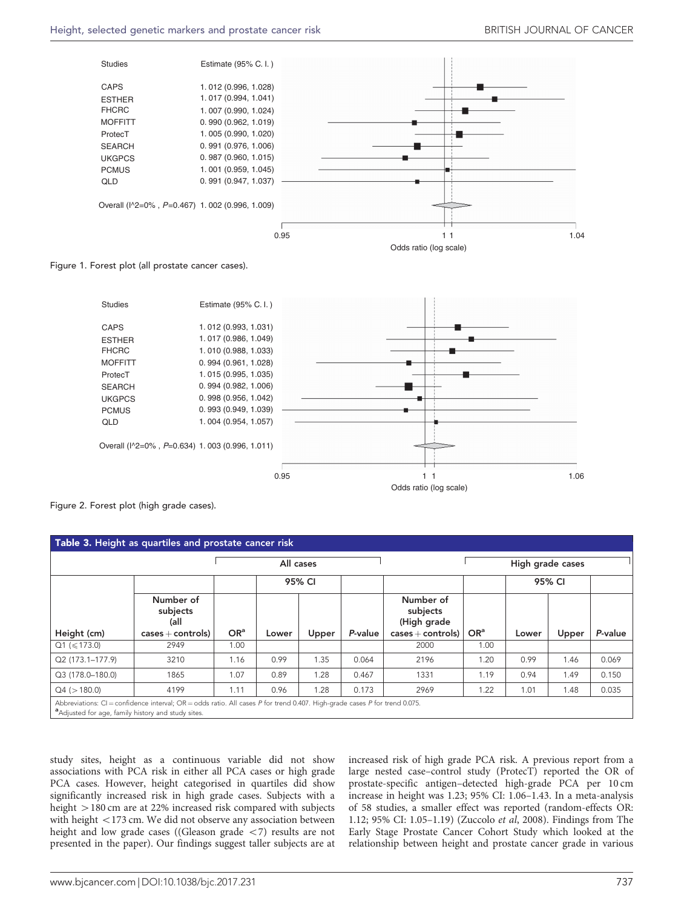| Studies | Estimate (95% C. I.) |
|---|---|
| CAPS | 1. 012 (0.996, 1.028) |
| ESTHER | 1. 017 (0.994, 1.041) |
| FHCRC | 1. 007 (0.990, 1.024) |
| MOFFITT | 0. 990 (0.962, 1.019) |
| ProtecT | 1. 005 (0.990, 1.020) |
| SEARCH | 0. 991 (0.976, 1.006) |
| UKGPCS | 0. 987 (0.960, 1.015) |
| PCMUS | 1. 001 (0.959, 1.045) |
| QLD | 0. 991 (0.947, 1.037) |
| Overall (I^2=0% , *P*=0.467) | 1. 002 (0.996, 1.009) |

Odds ratio (log scale)

Figure 1. Forest plot (all prostate cancer cases).

| Studies | Estimate (95% C. I.) |
|---|---|
| CAPS | 1. 012 (0.993, 1.031) |
| ESTHER | 1. 017 (0.986, 1.049) |
| FHCRC | 1. 010 (0.988, 1.033) |
| MOFFITT | 0. 994 (0.961, 1.028) |
| ProtecT | 1. 015 (0.995, 1.035) |
| SEARCH | 0. 994 (0.982, 1.006) |
| UKGPCS | 0. 998 (0.956, 1.042) |
| PCMUS | 0. 993 (0.949, 1.039) |
| QLD | 1. 004 (0.954, 1.057) |
| Overall (I^2=0% , *P*=0.634) | 1. 003 (0.996, 1.011) |

Odds ratio (log scale)

Figure 2. Forest plot (high grade cases).

**Table 3. Height as quartiles and prostate cancer risk**

| | All cases | | | | | High grade cases | | | | |
|---|---|---|---|---|---|---|---|---|---|---|
| | | | 95% CI | | | | | 95% CI | | |
| Height (cm) | Number of subjects (all cases + controls) | OR[a] | Lower | Upper | *P*-value | Number of subjects (High grade cases + controls) | OR[a] | Lower | Upper | *P*-value |
| Q1 (⩽173.0) | 2949 | 1.00 | | | | 2000 | 1.00 | | | |
| Q2 (173.1–177.9) | 3210 | 1.16 | 0.99 | 1.35 | 0.064 | 2196 | 1.20 | 0.99 | 1.46 | 0.069 |
| Q3 (178.0–180.0) | 1865 | 1.07 | 0.89 | 1.28 | 0.467 | 1331 | 1.19 | 0.94 | 1.49 | 0.150 |
| Q4 (>180.0) | 4199 | 1.11 | 0.96 | 1.28 | 0.173 | 2969 | 1.22 | 1.01 | 1.48 | 0.035 |

Abbreviations: CI = confidence interval; OR = odds ratio. All cases *P* for trend 0.407. High-grade cases *P* for trend 0.075.
[a]Adjusted for age, family history and study sites.

study sites, height as a continuous variable did not show associations with PCA risk in either all PCA cases or high grade PCA cases. However, height categorised in quartiles did show significantly increased risk in high grade cases. Subjects with a height >180 cm are at 22% increased risk compared with subjects with height <173 cm. We did not observe any association between height and low grade cases ((Gleason grade <7) results are not presented in the paper). Our findings suggest taller subjects are at increased risk of high grade PCA risk. A previous report from a large nested case–control study (ProtecT) reported the OR of prostate-specific antigen–detected high-grade PCA per 10 cm increase in height was 1.23; 95% CI: 1.06–1.43. In a meta-analysis of 58 studies, a smaller effect was reported (random-effects OR: 1.12; 95% CI: 1.05–1.19) (Zuccolo *et al*, 2008). Findings from The Early Stage Prostate Cancer Cohort Study which looked at the relationship between height and prostate cancer grade in various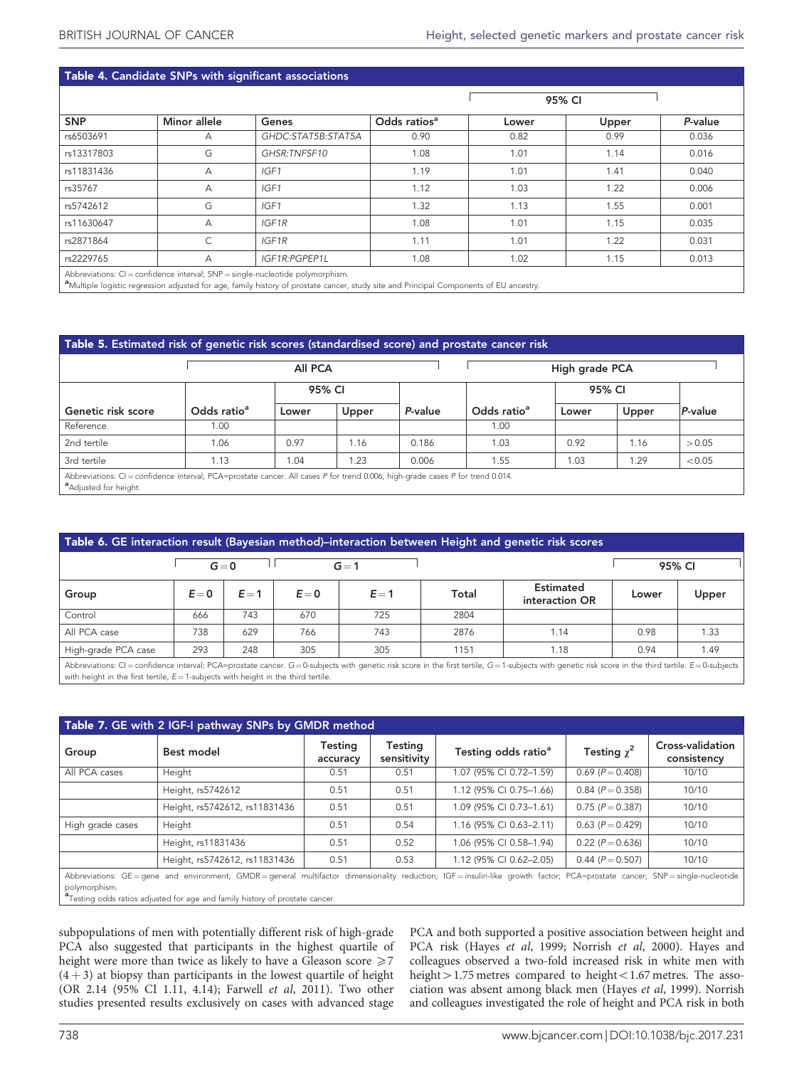**Table 4. Candidate SNPs with significant associations**

| SNP | Minor allele | Genes | Odds ratios[a] | 95% CI Lower | 95% CI Upper | *P*-value |
|---|---|---|---|---|---|---|
| rs6503691 | A | *GHDC:STAT5B:STAT5A* | 0.90 | 0.82 | 0.99 | 0.036 |
| rs13317803 | G | *GHSR:TNFSF10* | 1.08 | 1.01 | 1.14 | 0.016 |
| rs11831436 | A | *IGF1* | 1.19 | 1.01 | 1.41 | 0.040 |
| rs35767 | A | *IGF1* | 1.12 | 1.03 | 1.22 | 0.006 |
| rs5742612 | G | *IGF1* | 1.32 | 1.13 | 1.55 | 0.001 |
| rs11630647 | A | *IGF1R* | 1.08 | 1.01 | 1.15 | 0.035 |
| rs2871864 | C | *IGF1R* | 1.11 | 1.01 | 1.22 | 0.031 |
| rs2229765 | A | *IGF1R:PGPEP1L* | 1.08 | 1.02 | 1.15 | 0.013 |

Abbreviations: CI = confidence interval; SNP = single-nucleotide polymorphism.
[a]Multiple logistic regression adjusted for age, family history of prostate cancer, study site and Principal Components of EU ancestry.

**Table 5. Estimated risk of genetic risk scores (standardised score) and prostate cancer risk**

| | All PCA | | | | High grade PCA | | | |
|---|---|---|---|---|---|---|---|---|
| | | 95% CI | | | | 95% CI | | |
| Genetic risk score | Odds ratio[a] | Lower | Upper | *P*-value | Odds ratio[a] | Lower | Upper | *P*-value |
| Reference | 1.00 | | | | 1.00 | | | |
| 2nd tertile | 1.06 | 0.97 | 1.16 | 0.186 | 1.03 | 0.92 | 1.16 | >0.05 |
| 3rd tertile | 1.13 | 1.04 | 1.23 | 0.006 | 1.55 | 1.03 | 1.29 | <0.05 |

Abbreviations: CI = confidence interval; PCA=prostate cancer. All cases *P* for trend 0.006, high-grade cases *P* for trend 0.014.
[a]Adjusted for height.

**Table 6. GE interaction result (Bayesian method)–interaction between Height and genetic risk scores**

| | G = 0 | | G = 1 | | | | 95% CI | |
|---|---|---|---|---|---|---|---|---|
| Group | E = 0 | E = 1 | E = 0 | E = 1 | Total | Estimated interaction OR | Lower | Upper |
| Control | 666 | 743 | 670 | 725 | 2804 | | | |
| All PCA case | 738 | 629 | 766 | 743 | 2876 | 1.14 | 0.98 | 1.33 |
| High-grade PCA case | 293 | 248 | 305 | 305 | 1151 | 1.18 | 0.94 | 1.49 |

Abbreviations: CI = confidence interval; PCA=prostate cancer. G = 0-subjects with genetic risk score in the first tertile, G = 1-subjects with genetic risk score in the third tertile. E = 0-subjects with height in the first tertile, E = 1-subjects with height in the third tertile.

**Table 7. GE with 2 IGF-I pathway SNPs by GMDR method**

| Group | Best model | Testing accuracy | Testing sensitivity | Testing odds ratio[a] | Testing $\chi^2$ | Cross-validation consistency |
|---|---|---|---|---|---|---|
| All PCA cases | Height | 0.51 | 0.51 | 1.07 (95% CI 0.72–1.59) | 0.69 ($P$ = 0.408) | 10/10 |
| | Height, rs5742612 | 0.51 | 0.51 | 1.12 (95% CI 0.75–1.66) | 0.84 ($P$ = 0.358) | 10/10 |
| | Height, rs5742612, rs11831436 | 0.51 | 0.51 | 1.09 (95% CI 0.73–1.61) | 0.75 ($P$ = 0.387) | 10/10 |
| High grade cases | Height | 0.51 | 0.54 | 1.16 (95% CI 0.63–2.11) | 0.63 ($P$ = 0.429) | 10/10 |
| | Height, rs11831436 | 0.51 | 0.52 | 1.06 (95% CI 0.58–1.94) | 0.22 ($P$ = 0.636) | 10/10 |
| | Height, rs5742612, rs11831436 | 0.51 | 0.53 | 1.12 (95% CI 0.62–2.05) | 0.44 ($P$ = 0.507) | 10/10 |

Abbreviations: GE = gene and environment; GMDR = general multifactor dimensionality reduction; IGF = insulin-like growth factor; PCA=prostate cancer; SNP = single-nucleotide polymorphism.
[a]Testing odds ratios adjusted for age and family history of prostate cancer.

subpopulations of men with potentially different risk of high-grade PCA also suggested that participants in the highest quartile of height were more than twice as likely to have a Gleason score ⩾7 (4 + 3) at biopsy than participants in the lowest quartile of height (OR 2.14 (95% CI 1.11, 4.14); Farwell *et al*, 2011). Two other studies presented results exclusively on cases with advanced stage PCA and both supported a positive association between height and PCA risk (Hayes *et al*, 1999; Norrish *et al*, 2000). Hayes and colleagues observed a two-fold increased risk in white men with height > 1.75 metres compared to height < 1.67 metres. The association was absent among black men (Hayes *et al*, 1999). Norrish and colleagues investigated the role of height and PCA risk in both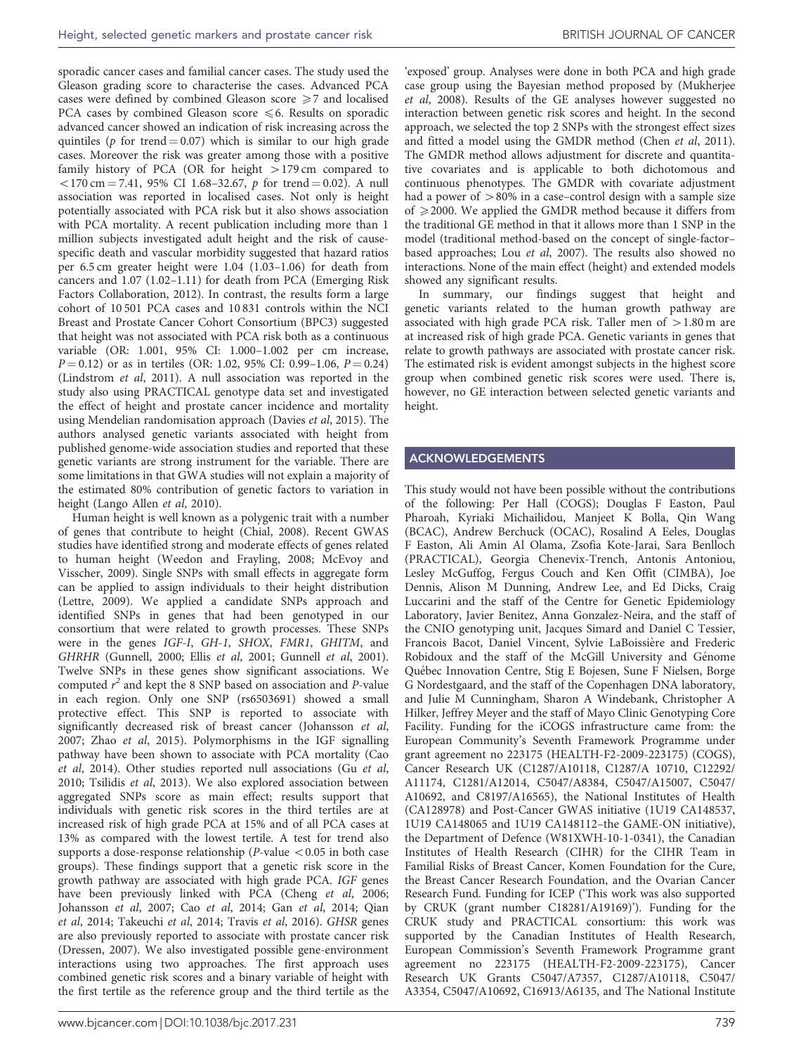sporadic cancer cases and familial cancer cases. The study used the Gleason grading score to characterise the cases. Advanced PCA cases were defined by combined Gleason score $\geqslant 7$ and localised PCA cases by combined Gleason score $\leqslant 6$. Results on sporadic advanced cancer showed an indication of risk increasing across the quintiles ($p$ for trend $= 0.07$) which is similar to our high grade cases. Moreover the risk was greater among those with a positive family history of PCA (OR for height $>179$ cm compared to $<170$ cm $= 7.41$, 95% CI 1.68–32.67, $p$ for trend $= 0.02$). A null association was reported in localised cases. Not only is height potentially associated with PCA risk but it also shows association with PCA mortality. A recent publication including more than 1 million subjects investigated adult height and the risk of cause-specific death and vascular morbidity suggested that hazard ratios per 6.5 cm greater height were 1.04 (1.03–1.06) for death from cancers and 1.07 (1.02–1.11) for death from PCA (Emerging Risk Factors Collaboration, 2012). In contrast, the results form a large cohort of 10 501 PCA cases and 10 831 controls within the NCI Breast and Prostate Cancer Cohort Consortium (BPC3) suggested that height was not associated with PCA risk both as a continuous variable (OR: 1.001, 95% CI: 1.000–1.002 per cm increase, $P = 0.12$) or as in tertiles (OR: 1.02, 95% CI: 0.99–1.06, $P = 0.24$) (Lindstrom *et al*, 2011). A null association was reported in the study also using PRACTICAL genotype data set and investigated the effect of height and prostate cancer incidence and mortality using Mendelian randomisation approach (Davies *et al*, 2015). The authors analysed genetic variants associated with height from published genome-wide association studies and reported that these genetic variants are strong instrument for the variable. There are some limitations in that GWA studies will not explain a majority of the estimated 80% contribution of genetic factors to variation in height (Lango Allen *et al*, 2010).

Human height is well known as a polygenic trait with a number of genes that contribute to height (Chial, 2008). Recent GWAS studies have identified strong and moderate effects of genes related to human height (Weedon and Frayling, 2008; McEvoy and Visscher, 2009). Single SNPs with small effects in aggregate form can be applied to assign individuals to their height distribution (Lettre, 2009). We applied a candidate SNPs approach and identified SNPs in genes that had been genotyped in our consortium that were related to growth processes. These SNPs were in the genes *IGF-I*, *GH-1*, *SHOX*, *FMR1*, *GHITM*, and *GHRHR* (Gunnell, 2000; Ellis *et al*, 2001; Gunnell *et al*, 2001). Twelve SNPs in these genes show significant associations. We computed $r^2$ and kept the 8 SNP based on association and $P$-value in each region. Only one SNP (rs6503691) showed a small protective effect. This SNP is reported to associate with significantly decreased risk of breast cancer (Johansson *et al*, 2007; Zhao *et al*, 2015). Polymorphisms in the IGF signalling pathway have been shown to associate with PCA mortality (Cao *et al*, 2014). Other studies reported null associations (Gu *et al*, 2010; Tsilidis *et al*, 2013). We also explored association between aggregated SNPs score as main effect; results support that individuals with genetic risk scores in the third tertiles are at increased risk of high grade PCA at 15% and of all PCA cases at 13% as compared with the lowest tertile. A test for trend also supports a dose-response relationship ($P$-value $<0.05$ in both case groups). These findings support that a genetic risk score in the growth pathway are associated with high grade PCA. *IGF* genes have been previously linked with PCA (Cheng *et al*, 2006; Johansson *et al*, 2007; Cao *et al*, 2014; Gan *et al*, 2014; Qian *et al*, 2014; Takeuchi *et al*, 2014; Travis *et al*, 2016). *GHSR* genes are also previously reported to associate with prostate cancer risk (Dressen, 2007). We also investigated possible gene-environment interactions using two approaches. The first approach uses combined genetic risk scores and a binary variable of height with the first tertile as the reference group and the third tertile as the 'exposed' group. Analyses were done in both PCA and high grade case group using the Bayesian method proposed by (Mukherjee *et al*, 2008). Results of the GE analyses however suggested no interaction between genetic risk scores and height. In the second approach, we selected the top 2 SNPs with the strongest effect sizes and fitted a model using the GMDR method (Chen *et al*, 2011). The GMDR method allows adjustment for discrete and quantitative covariates and is applicable to both dichotomous and continuous phenotypes. The GMDR with covariate adjustment had a power of $>80\%$ in a case–control design with a sample size of $\geqslant 2000$. We applied the GMDR method because it differs from the traditional GE method in that it allows more than 1 SNP in the model (traditional method-based on the concept of single-factor–based approaches; Lou *et al*, 2007). The results also showed no interactions. None of the main effect (height) and extended models showed any significant results.

In summary, our findings suggest that height and genetic variants related to the human growth pathway are associated with high grade PCA risk. Taller men of $>1.80$ m are at increased risk of high grade PCA. Genetic variants in genes that relate to growth pathways are associated with prostate cancer risk. The estimated risk is evident amongst subjects in the highest score group when combined genetic risk scores were used. There is, however, no GE interaction between selected genetic variants and height.

## ACKNOWLEDGEMENTS

This study would not have been possible without the contributions of the following: Per Hall (COGS); Douglas F Easton, Paul Pharoah, Kyriaki Michailidou, Manjeet K Bolla, Qin Wang (BCAC), Andrew Berchuck (OCAC), Rosalind A Eeles, Douglas F Easton, Ali Amin Al Olama, Zsofia Kote-Jarai, Sara Benlloch (PRACTICAL), Georgia Chenevix-Trench, Antonis Antoniou, Lesley McGuffog, Fergus Couch and Ken Offit (CIMBA), Joe Dennis, Alison M Dunning, Andrew Lee, and Ed Dicks, Craig Luccarini and the staff of the Centre for Genetic Epidemiology Laboratory, Javier Benitez, Anna Gonzalez-Neira, and the staff of the CNIO genotyping unit, Jacques Simard and Daniel C Tessier, Francois Bacot, Daniel Vincent, Sylvie LaBoissière and Frederic Robidoux and the staff of the McGill University and Génome Québec Innovation Centre, Stig E Bojesen, Sune F Nielsen, Borge G Nordestgaard, and the staff of the Copenhagen DNA laboratory, and Julie M Cunningham, Sharon A Windebank, Christopher A Hilker, Jeffrey Meyer and the staff of Mayo Clinic Genotyping Core Facility. Funding for the iCOGS infrastructure came from: the European Community's Seventh Framework Programme under grant agreement no 223175 (HEALTH-F2-2009-223175) (COGS), Cancer Research UK (C1287/A10118, C1287/A 10710, C12292/A11174, C1281/A12014, C5047/A8384, C5047/A15007, C5047/A10692, and C8197/A16565), the National Institutes of Health (CA128978) and Post-Cancer GWAS initiative (1U19 CA148537, 1U19 CA148065 and 1U19 CA148112–the GAME-ON initiative), the Department of Defence (W81XWH-10-1-0341), the Canadian Institutes of Health Research (CIHR) for the CIHR Team in Familial Risks of Breast Cancer, Komen Foundation for the Cure, the Breast Cancer Research Foundation, and the Ovarian Cancer Research Fund. Funding for ICEP ('This work was also supported by CRUK (grant number C18281/A19169)'). Funding for the CRUK study and PRACTICAL consortium: this work was supported by the Canadian Institutes of Health Research, European Commission's Seventh Framework Programme grant agreement no 223175 (HEALTH-F2-2009-223175), Cancer Research UK Grants C5047/A7357, C1287/A10118, C5047/A3354, C5047/A10692, C16913/A6135, and The National Institute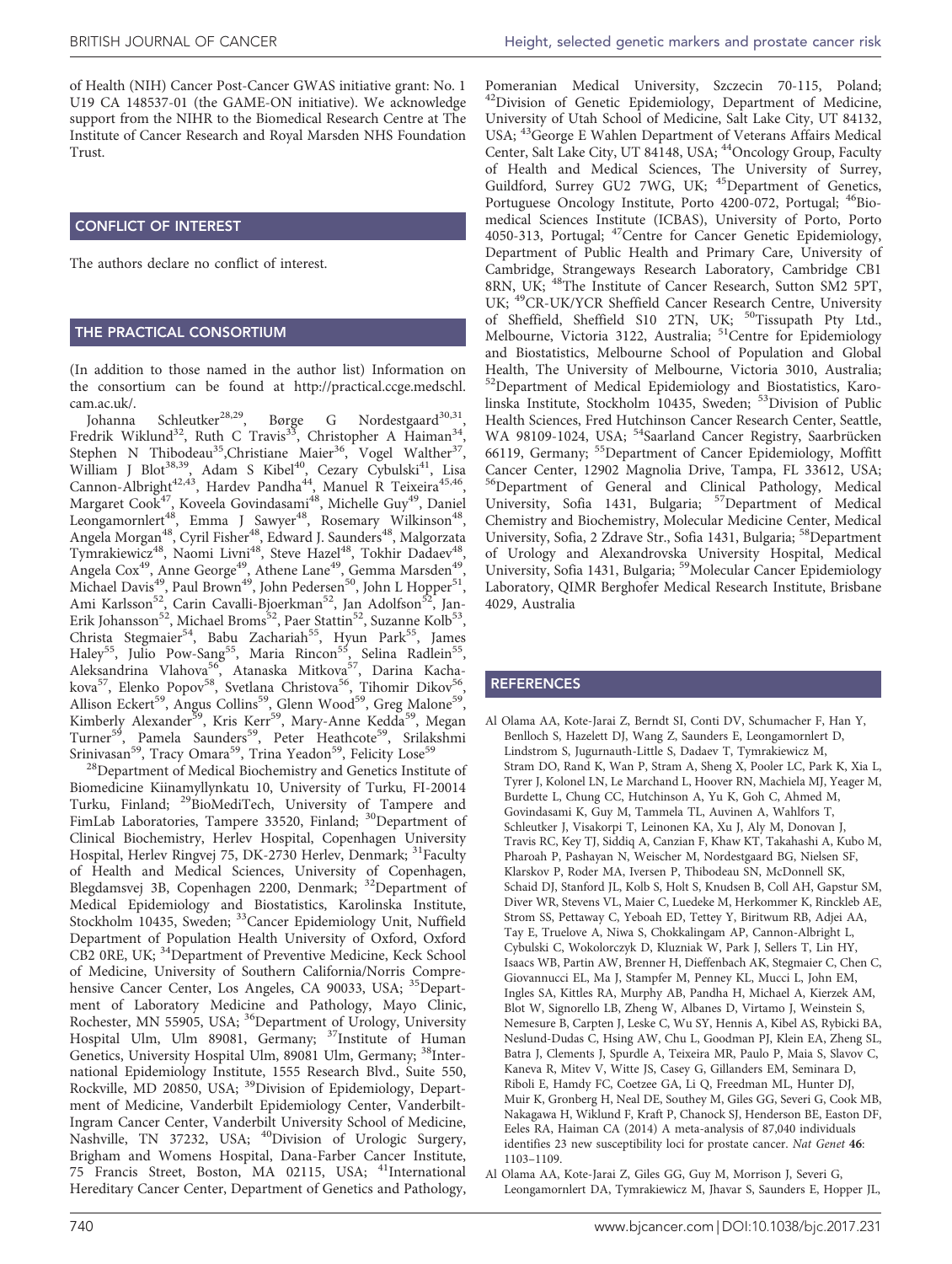of Health (NIH) Cancer Post-Cancer GWAS initiative grant: No. 1 U19 CA 148537-01 (the GAME-ON initiative). We acknowledge support from the NIHR to the Biomedical Research Centre at The Institute of Cancer Research and Royal Marsden NHS Foundation Trust.

## CONFLICT OF INTEREST

The authors declare no conflict of interest.

## THE PRACTICAL CONSORTIUM

(In addition to those named in the author list) Information on the consortium can be found at http://practical.ccge.medschl.cam.ac.uk/.

Johanna Schleutker[28,29], Børge G Nordestgaard[30,31], Fredrik Wiklund[32], Ruth C Travis[33], Christopher A Haiman[34], Stephen N Thibodeau[35], Christiane Maier[36], Vogel Walther[37], William J Blot[38,39], Adam S Kibel[40], Cezary Cybulski[41], Lisa Cannon-Albright[42,43], Hardev Pandha[44], Manuel R Teixeira[45,46], Margaret Cook[47], Koveela Govindasami[48], Michelle Guy[49], Daniel Leongamornlert[48], Emma J Sawyer[48], Rosemary Wilkinson[48], Angela Morgan[48], Cyril Fisher[48], Edward J. Saunders[48], Malgorzata Tymrakiewicz[48], Naomi Livni[48], Steve Hazel[48], Tokhir Dadaev[48], Angela Cox[49], Anne George[49], Athene Lane[49], Gemma Marsden[49], Michael Davis[49], Paul Brown[49], John Pedersen[50], John L Hopper[51], Ami Karlsson[52], Carin Cavalli-Bjoerkman[52], Jan Adolfson[52], Jan-Erik Johansson[52], Michael Broms[52], Paer Stattin[52], Suzanne Kolb[53], Christa Stegmaier[54], Babu Zachariah[55], Hyun Park[55], James Haley[55], Julio Pow-Sang[55], Maria Rincon[55], Selina Radlein[55], Aleksandrina Vlahova[56], Atanaska Mitkova[57], Darina Kachakova[57], Elenko Popov[58], Svetlana Christova[56], Tihomir Dikov[56], Allison Eckert[59], Angus Collins[59], Glenn Wood[59], Greg Malone[59], Kimberly Alexander[59], Kris Kerr[59], Mary-Anne Kedda[59], Megan Turner[59], Pamela Saunders[59], Peter Heathcote[59], Srilakshmi Srinivasan[59], Tracy Omara[59], Trina Yeadon[59], Felicity Lose[59]

[28]Department of Medical Biochemistry and Genetics Institute of Biomedicine Kiinamyllynkatu 10, University of Turku, FI-20014 Turku, Finland; [29]BioMediTech, University of Tampere and FimLab Laboratories, Tampere 33520, Finland; [30]Department of Clinical Biochemistry, Herlev Hospital, Copenhagen University Hospital, Herlev Ringvej 75, DK-2730 Herlev, Denmark; [31]Faculty of Health and Medical Sciences, University of Copenhagen, Blegdamsvej 3B, Copenhagen 2200, Denmark; [32]Department of Medical Epidemiology and Biostatistics, Karolinska Institute, Stockholm 10435, Sweden; [33]Cancer Epidemiology Unit, Nuffield Department of Population Health University of Oxford, Oxford CB2 0RE, UK; [34]Department of Preventive Medicine, Keck School of Medicine, University of Southern California/Norris Comprehensive Cancer Center, Los Angeles, CA 90033, USA; [35]Department of Laboratory Medicine and Pathology, Mayo Clinic, Rochester, MN 55905, USA; [36]Department of Urology, University Hospital Ulm, Ulm 89081, Germany; [37]Institute of Human Genetics, University Hospital Ulm, 89081 Ulm, Germany; [38]International Epidemiology Institute, 1555 Research Blvd., Suite 550, Rockville, MD 20850, USA; [39]Division of Epidemiology, Department of Medicine, Vanderbilt Epidemiology Center, Vanderbilt-Ingram Cancer Center, Vanderbilt University School of Medicine, Nashville, TN 37232, USA; [40]Division of Urologic Surgery, Brigham and Womens Hospital, Dana-Farber Cancer Institute, 75 Francis Street, Boston, MA 02115, USA; [41]International Hereditary Cancer Center, Department of Genetics and Pathology, Pomeranian Medical University, Szczecin 70-115, Poland; [42]Division of Genetic Epidemiology, Department of Medicine, University of Utah School of Medicine, Salt Lake City, UT 84132, USA; [43]George E Wahlen Department of Veterans Affairs Medical Center, Salt Lake City, UT 84148, USA; [44]Oncology Group, Faculty of Health and Medical Sciences, The University of Surrey, Guildford, Surrey GU2 7WG, UK; [45]Department of Genetics, Portuguese Oncology Institute, Porto 4200-072, Portugal; [46]Biomedical Sciences Institute (ICBAS), University of Porto, Porto 4050-313, Portugal; [47]Centre for Cancer Genetic Epidemiology, Department of Public Health and Primary Care, University of Cambridge, Strangeways Research Laboratory, Cambridge CB1 8RN, UK; [48]The Institute of Cancer Research, Sutton SM2 5PT, UK; [49]CR-UK/YCR Sheffield Cancer Research Centre, University of Sheffield, Sheffield S10 2TN, UK; [50]Tissupath Pty Ltd., Melbourne, Victoria 3122, Australia; [51]Centre for Epidemiology and Biostatistics, Melbourne School of Population and Global Health, The University of Melbourne, Victoria 3010, Australia; [52]Department of Medical Epidemiology and Biostatistics, Karolinska Institute, Stockholm 10435, Sweden; [53]Division of Public Health Sciences, Fred Hutchinson Cancer Research Center, Seattle, WA 98109-1024, USA; [54]Saarland Cancer Registry, Saarbrücken 66119, Germany; [55]Department of Cancer Epidemiology, Moffitt Cancer Center, 12902 Magnolia Drive, Tampa, FL 33612, USA; [56]Department of General and Clinical Pathology, Medical University, Sofia 1431, Bulgaria; [57]Department of Medical Chemistry and Biochemistry, Molecular Medicine Center, Medical University, Sofia, 2 Zdrave Str., Sofia 1431, Bulgaria; [58]Department of Urology and Alexandrovska University Hospital, Medical University, Sofia 1431, Bulgaria; [59]Molecular Cancer Epidemiology Laboratory, QIMR Berghofer Medical Research Institute, Brisbane 4029, Australia

## REFERENCES

Al Olama AA, Kote-Jarai Z, Berndt SI, Conti DV, Schumacher F, Han Y, Benlloch S, Hazelett DJ, Wang Z, Saunders E, Leongamornlert D, Lindstrom S, Jugurnauth-Little S, Dadaev T, Tymrakiewicz M, Stram DO, Rand K, Wan P, Stram A, Sheng X, Pooler LC, Park K, Xia L, Tyrer J, Kolonel LN, Le Marchand L, Hoover RN, Machiela MJ, Yeager M, Burdette L, Chung CC, Hutchinson A, Yu K, Goh C, Ahmed M, Govindasami K, Guy M, Tammela TL, Auvinen A, Wahlfors T, Schleutker J, Visakorpi T, Leinonen KA, Xu J, Aly M, Donovan J, Travis RC, Key TJ, Siddiq A, Canzian F, Khaw KT, Takahashi A, Kubo M, Pharoah P, Pashayan N, Weischer M, Nordestgaard BG, Nielsen SF, Klarskov P, Roder MA, Iversen P, Thibodeau SN, McDonnell SK, Schaid DJ, Stanford JL, Kolb S, Holt S, Knudsen B, Coll AH, Gapstur SM, Diver WR, Stevens VL, Maier C, Luedeke M, Herkommer K, Rinckleb AE, Strom SS, Pettaway C, Yeboah ED, Tettey Y, Biritwum RB, Adjei AA, Tay E, Truelove A, Niwa S, Chokkalingam AP, Cannon-Albright L, Cybulski C, Wokolorczyk D, Kluzniak W, Park J, Sellers T, Lin HY, Isaacs WB, Partin AW, Brenner H, Dieffenbach AK, Stegmaier C, Chen C, Giovannucci EL, Ma J, Stampfer M, Penney KL, Mucci L, John EM, Ingles SA, Kittles RA, Murphy AB, Pandha H, Michael A, Kierzek AM, Blot W, Signorello LB, Zheng W, Albanes D, Virtamo J, Weinstein S, Nemesure B, Carpten J, Leske C, Wu SY, Hennis A, Kibel AS, Rybicki BA, Neslund-Dudas C, Hsing AW, Chu L, Goodman PJ, Klein EA, Zheng SL, Batra J, Clements J, Spurdle A, Teixeira MR, Paulo P, Maia S, Slavov C, Kaneva R, Mitev V, Witte JS, Casey G, Gillanders EM, Seminara D, Riboli E, Hamdy FC, Coetzee GA, Li Q, Freedman ML, Hunter DJ, Muir K, Gronberg H, Neal DE, Southey M, Giles GG, Severi G, Cook MB, Nakagawa H, Wiklund F, Kraft P, Chanock SJ, Henderson BE, Easton DF, Eeles RA, Haiman CA (2014) A meta-analysis of 87,040 individuals identifies 23 new susceptibility loci for prostate cancer. *Nat Genet* **46**: 1103–1109.

Al Olama AA, Kote-Jarai Z, Giles GG, Guy M, Morrison J, Severi G, Leongamornlert DA, Tymrakiewicz M, Jhavar S, Saunders E, Hopper JL,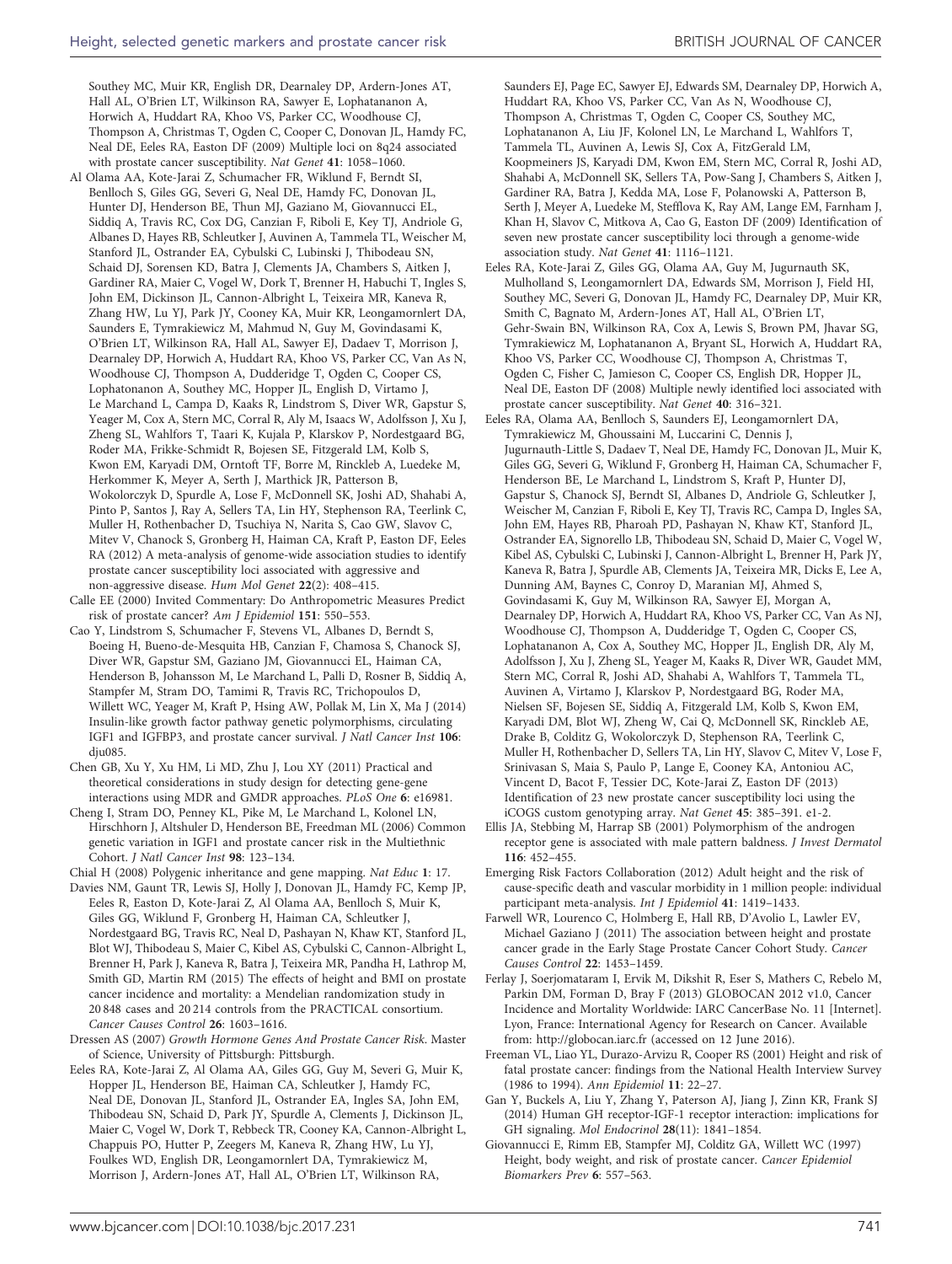Southey MC, Muir KR, English DR, Dearnaley DP, Ardern-Jones AT, Hall AL, O'Brien LT, Wilkinson RA, Sawyer E, Lophatananon A, Horwich A, Huddart RA, Khoo VS, Parker CC, Woodhouse CJ, Thompson A, Christmas T, Ogden C, Cooper C, Donovan JL, Hamdy FC, Neal DE, Eeles RA, Easton DF (2009) Multiple loci on 8q24 associated with prostate cancer susceptibility. *Nat Genet* **41**: 1058–1060.

Al Olama AA, Kote-Jarai Z, Schumacher FR, Wiklund F, Berndt SI, Benlloch S, Giles GG, Severi G, Neal DE, Hamdy FC, Donovan JL, Hunter DJ, Henderson BE, Thun MJ, Gaziano M, Giovannucci EL, Siddiq A, Travis RC, Cox DG, Canzian F, Riboli E, Key TJ, Andriole G, Albanes D, Hayes RB, Schleutker J, Auvinen A, Tammela TL, Weischer M, Stanford JL, Ostrander EA, Cybulski C, Lubinski J, Thibodeau SN, Schaid DJ, Sorensen KD, Batra J, Clements JA, Chambers S, Aitken J, Gardiner RA, Maier C, Vogel W, Dork T, Brenner H, Habuchi T, Ingles S, John EM, Dickinson JL, Cannon-Albright L, Teixeira MR, Kaneva R, Zhang HW, Lu YJ, Park JY, Cooney KA, Muir KR, Leongamornlert DA, Saunders E, Tymrakiewicz M, Mahmud N, Guy M, Govindasami K, O'Brien LT, Wilkinson RA, Hall AL, Sawyer EJ, Dadaev T, Morrison J, Dearnaley DP, Horwich A, Huddart RA, Khoo VS, Parker CC, Van As N, Woodhouse CJ, Thompson A, Dudderidge T, Ogden C, Cooper CS, Lophatonanon A, Southey MC, Hopper JL, English D, Virtamo J, Le Marchand L, Campa D, Kaaks R, Lindstrom S, Diver WR, Gapstur S, Yeager M, Cox A, Stern MC, Corral R, Aly M, Isaacs W, Adolfsson J, Xu J, Zheng SL, Wahlfors T, Taari K, Kujala P, Klarskov P, Nordestgaard BG, Roder MA, Frikke-Schmidt R, Bojesen SE, Fitzgerald LM, Kolb S, Kwon EM, Karyadi DM, Orntoft TF, Borre M, Rinckleb A, Luedeke M, Herkommer K, Meyer A, Serth J, Marthick JR, Patterson B, Wokolorczyk D, Spurdle A, Lose F, McDonnell SK, Joshi AD, Shahabi A, Pinto P, Santos J, Ray A, Sellers TA, Lin HY, Stephenson RA, Teerlink C, Muller H, Rothenbacher D, Tsuchiya N, Narita S, Cao GW, Slavov C, Mitev V, Chanock S, Gronberg H, Haiman CA, Kraft P, Easton DF, Eeles RA (2012) A meta-analysis of genome-wide association studies to identify prostate cancer susceptibility loci associated with aggressive and non-aggressive disease. *Hum Mol Genet* **22**(2): 408–415.

Calle EE (2000) Invited Commentary: Do Anthropometric Measures Predict risk of prostate cancer? *Am J Epidemiol* **151**: 550–553.

Cao Y, Lindstrom S, Schumacher F, Stevens VL, Albanes D, Berndt S, Boeing H, Bueno-de-Mesquita HB, Canzian F, Chamosa S, Chanock SJ, Diver WR, Gapstur SM, Gaziano JM, Giovannucci EL, Haiman CA, Henderson B, Johansson M, Le Marchand L, Palli D, Rosner B, Siddiq A, Stampfer M, Stram DO, Tamimi R, Travis RC, Trichopoulos D, Willett WC, Yeager M, Kraft P, Hsing AW, Pollak M, Lin X, Ma J (2014) Insulin-like growth factor pathway genetic polymorphisms, circulating IGF1 and IGFBP3, and prostate cancer survival. *J Natl Cancer Inst* **106**: dju085.

Chen GB, Xu Y, Xu HM, Li MD, Zhu J, Lou XY (2011) Practical and theoretical considerations in study design for detecting gene-gene interactions using MDR and GMDR approaches. *PLoS One* **6**: e16981.

Cheng I, Stram DO, Penney KL, Pike M, Le Marchand L, Kolonel LN, Hirschhorn J, Altshuler D, Henderson BE, Freedman ML (2006) Common genetic variation in IGF1 and prostate cancer risk in the Multiethnic Cohort. *J Natl Cancer Inst* **98**: 123–134.

Chial H (2008) Polygenic inheritance and gene mapping. *Nat Educ* **1**: 17.

Davies NM, Gaunt TR, Lewis SJ, Holly J, Donovan JL, Hamdy FC, Kemp JP, Eeles R, Easton D, Kote-Jarai Z, Al Olama AA, Benlloch S, Muir K, Giles GG, Wiklund F, Gronberg H, Haiman CA, Schleutker J, Nordestgaard BG, Travis RC, Neal D, Pashayan N, Khaw KT, Stanford JL, Blot WJ, Thibodeau S, Maier C, Kibel AS, Cybulski C, Cannon-Albright L, Brenner H, Park J, Kaneva R, Batra J, Teixeira MR, Pandha H, Lathrop M, Smith GD, Martin RM (2015) The effects of height and BMI on prostate cancer incidence and mortality: a Mendelian randomization study in 20 848 cases and 20 214 controls from the PRACTICAL consortium. *Cancer Causes Control* **26**: 1603–1616.

Dressen AS (2007) *Growth Hormone Genes And Prostate Cancer Risk*. Master of Science, University of Pittsburgh: Pittsburgh.

Eeles RA, Kote-Jarai Z, Al Olama AA, Giles GG, Guy M, Severi G, Muir K, Hopper JL, Henderson BE, Haiman CA, Schleutker J, Hamdy FC, Neal DE, Donovan JL, Stanford JL, Ostrander EA, Ingles SA, John EM, Thibodeau SN, Schaid D, Park JY, Spurdle A, Clements J, Dickinson JL, Maier C, Vogel W, Dork T, Rebbeck TR, Cooney KA, Cannon-Albright L, Chappuis PO, Hutter P, Zeegers M, Kaneva R, Zhang HW, Lu YJ, Foulkes WD, English DR, Leongamornlert DA, Tymrakiewicz M, Morrison J, Ardern-Jones AT, Hall AL, O'Brien LT, Wilkinson RA, Saunders EJ, Page EC, Sawyer EJ, Edwards SM, Dearnaley DP, Horwich A, Huddart RA, Khoo VS, Parker CC, Van As N, Woodhouse CJ, Thompson A, Christmas T, Ogden C, Cooper CS, Southey MC, Lophatananon A, Liu JF, Kolonel LN, Le Marchand L, Wahlfors T, Tammela TL, Auvinen A, Lewis SJ, Cox A, FitzGerald LM, Koopmeiners JS, Karyadi DM, Kwon EM, Stern MC, Corral R, Joshi AD, Shahabi A, McDonnell SK, Sellers TA, Pow-Sang J, Chambers S, Aitken J, Gardiner RA, Batra J, Kedda MA, Lose F, Polanowski A, Patterson B, Serth J, Meyer A, Luedeke M, Stefflova K, Ray AM, Lange EM, Farnham J, Khan H, Slavov C, Mitkova A, Cao G, Easton DF (2009) Identification of seven new prostate cancer susceptibility loci through a genome-wide association study. *Nat Genet* **41**: 1116–1121.

Eeles RA, Kote-Jarai Z, Giles GG, Olama AA, Guy M, Jugurnauth SK, Mulholland S, Leongamornlert DA, Edwards SM, Morrison J, Field HI, Southey MC, Severi G, Donovan JL, Hamdy FC, Dearnaley DP, Muir KR, Smith C, Bagnato M, Ardern-Jones AT, Hall AL, O'Brien LT, Gehr-Swain BN, Wilkinson RA, Cox A, Lewis S, Brown PM, Jhavar SG, Tymrakiewicz M, Lophatananon A, Bryant SL, Horwich A, Huddart RA, Khoo VS, Parker CC, Woodhouse CJ, Thompson A, Christmas T, Ogden C, Fisher C, Jamieson C, Cooper CS, English DR, Hopper JL, Neal DE, Easton DF (2008) Multiple newly identified loci associated with prostate cancer susceptibility. *Nat Genet* **40**: 316–321.

Eeles RA, Olama AA, Benlloch S, Saunders EJ, Leongamornlert DA, Tymrakiewicz M, Ghoussaini M, Luccarini C, Dennis J, Jugurnauth-Little S, Dadaev T, Neal DE, Hamdy FC, Donovan JL, Muir K, Giles GG, Severi G, Wiklund F, Gronberg H, Haiman CA, Schumacher F, Henderson BE, Le Marchand L, Lindstrom S, Kraft P, Hunter DJ, Gapstur S, Chanock SJ, Berndt SI, Albanes D, Andriole G, Schleutker J, Weischer M, Canzian F, Riboli E, Key TJ, Travis RC, Campa D, Ingles SA, John EM, Hayes RB, Pharoah PD, Pashayan N, Khaw KT, Stanford JL, Ostrander EA, Signorello LB, Thibodeau SN, Schaid D, Maier C, Vogel W, Kibel AS, Cybulski C, Lubinski J, Cannon-Albright L, Brenner H, Park JY, Kaneva R, Batra J, Spurdle AB, Clements JA, Teixeira MR, Dicks E, Lee A, Dunning AM, Baynes C, Conroy D, Maranian MJ, Ahmed S, Govindasami K, Guy M, Wilkinson RA, Sawyer EJ, Morgan A, Dearnaley DP, Horwich A, Huddart RA, Khoo VS, Parker CC, Van As NJ, Woodhouse CJ, Thompson A, Dudderidge T, Ogden C, Cooper CS, Lophatananon A, Cox A, Southey MC, Hopper JL, English DR, Aly M, Adolfsson J, Xu J, Zheng SL, Yeager M, Kaaks R, Diver WR, Gaudet MM, Stern MC, Corral R, Joshi AD, Shahabi A, Wahlfors T, Tammela TL, Auvinen A, Virtamo J, Klarskov P, Nordestgaard BG, Roder MA, Nielsen SF, Bojesen SE, Siddiq A, Fitzgerald LM, Kolb S, Kwon EM, Karyadi DM, Blot WJ, Zheng W, Cai Q, McDonnell SK, Rinckleb AE, Drake B, Colditz G, Wokolorczyk D, Stephenson RA, Teerlink C, Muller H, Rothenbacher D, Sellers TA, Lin HY, Slavov C, Mitev V, Lose F, Srinivasan S, Maia S, Paulo P, Lange E, Cooney KA, Antoniou AC, Vincent D, Bacot F, Tessier DC, Kote-Jarai Z, Easton DF (2013) Identification of 23 new prostate cancer susceptibility loci using the iCOGS custom genotyping array. *Nat Genet* **45**: 385–391. e1-2.

Ellis JA, Stebbing M, Harrap SB (2001) Polymorphism of the androgen receptor gene is associated with male pattern baldness. *J Invest Dermatol* **116**: 452–455.

Emerging Risk Factors Collaboration (2012) Adult height and the risk of cause-specific death and vascular morbidity in 1 million people: individual participant meta-analysis. *Int J Epidemiol* **41**: 1419–1433.

Farwell WR, Lourenco C, Holmberg E, Hall RB, D'Avolio L, Lawler EV, Michael Gaziano J (2011) The association between height and prostate cancer grade in the Early Stage Prostate Cancer Cohort Study. *Cancer Causes Control* **22**: 1453–1459.

Ferlay J, Soerjomataram I, Ervik M, Dikshit R, Eser S, Mathers C, Rebelo M, Parkin DM, Forman D, Bray F (2013) GLOBOCAN 2012 v1.0, Cancer Incidence and Mortality Worldwide: IARC CancerBase No. 11 [Internet]. Lyon, France: International Agency for Research on Cancer. Available from: http://globocan.iarc.fr (accessed on 12 June 2016).

Freeman VL, Liao YL, Durazo-Arvizu R, Cooper RS (2001) Height and risk of fatal prostate cancer: findings from the National Health Interview Survey (1986 to 1994). *Ann Epidemiol* **11**: 22–27.

Gan Y, Buckels A, Liu Y, Zhang Y, Paterson AJ, Jiang J, Zinn KR, Frank SJ (2014) Human GH receptor-IGF-1 receptor interaction: implications for GH signaling. *Mol Endocrinol* **28**(11): 1841–1854.

Giovannucci E, Rimm EB, Stampfer MJ, Colditz GA, Willett WC (1997) Height, body weight, and risk of prostate cancer. *Cancer Epidemiol Biomarkers Prev* **6**: 557–563.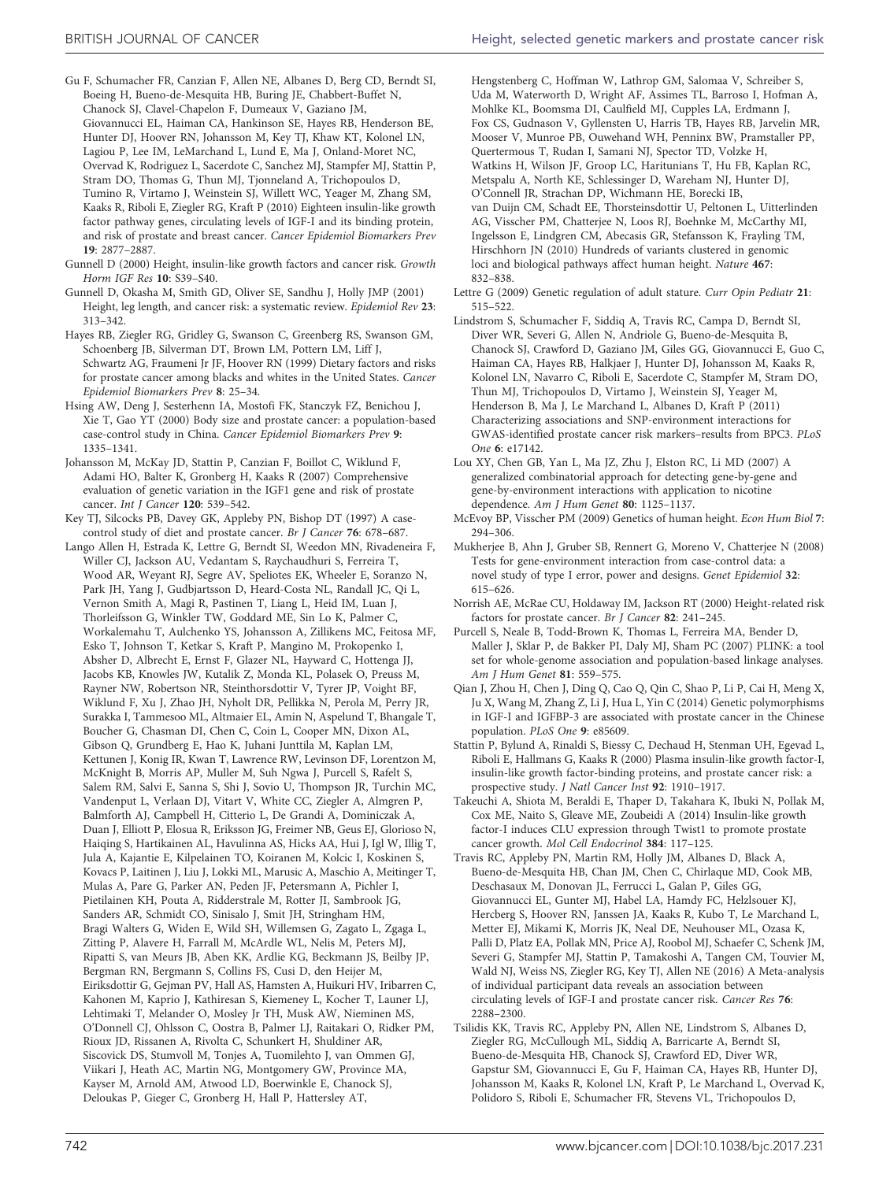Gu F, Schumacher FR, Canzian F, Allen NE, Albanes D, Berg CD, Berndt SI, Boeing H, Bueno-de-Mesquita HB, Buring JE, Chabbert-Buffet N, Chanock SJ, Clavel-Chapelon F, Dumeaux V, Gaziano JM, Giovannucci EL, Haiman CA, Hankinson SE, Hayes RB, Henderson BE, Hunter DJ, Hoover RN, Johansson M, Key TJ, Khaw KT, Kolonel LN, Lagiou P, Lee IM, LeMarchand L, Lund E, Ma J, Onland-Moret NC, Overvad K, Rodriguez L, Sacerdote C, Sanchez MJ, Stampfer MJ, Stattin P, Stram DO, Thomas G, Thun MJ, Tjonneland A, Trichopoulos D, Tumino R, Virtamo J, Weinstein SJ, Willett WC, Yeager M, Zhang SM, Kaaks R, Riboli E, Ziegler RG, Kraft P (2010) Eighteen insulin-like growth factor pathway genes, circulating levels of IGF-I and its binding protein, and risk of prostate and breast cancer. *Cancer Epidemiol Biomarkers Prev* **19**: 2877–2887.

Gunnell D (2000) Height, insulin-like growth factors and cancer risk. *Growth Horm IGF Res* **10**: S39–S40.

Gunnell D, Okasha M, Smith GD, Oliver SE, Sandhu J, Holly JMP (2001) Height, leg length, and cancer risk: a systematic review. *Epidemiol Rev* **23**: 313–342.

Hayes RB, Ziegler RG, Gridley G, Swanson C, Greenberg RS, Swanson GM, Schoenberg JB, Silverman DT, Brown LM, Pottern LM, Liff J, Schwartz AG, Fraumeni Jr JF, Hoover RN (1999) Dietary factors and risks for prostate cancer among blacks and whites in the United States. *Cancer Epidemiol Biomarkers Prev* **8**: 25–34.

Hsing AW, Deng J, Sesterhenn IA, Mostofi FK, Stanczyk FZ, Benichou J, Xie T, Gao YT (2000) Body size and prostate cancer: a population-based case-control study in China. *Cancer Epidemiol Biomarkers Prev* **9**: 1335–1341.

Johansson M, McKay JD, Stattin P, Canzian F, Boillot C, Wiklund F, Adami HO, Balter K, Gronberg H, Kaaks R (2007) Comprehensive evaluation of genetic variation in the IGF1 gene and risk of prostate cancer. *Int J Cancer* **120**: 539–542.

Key TJ, Silcocks PB, Davey GK, Appleby PN, Bishop DT (1997) A case-control study of diet and prostate cancer. *Br J Cancer* **76**: 678–687.

Lango Allen H, Estrada K, Lettre G, Berndt SI, Weedon MN, Rivadeneira F, Willer CJ, Jackson AU, Vedantam S, Raychaudhuri S, Ferreira T, Wood AR, Weyant RJ, Segre AV, Speliotes EK, Wheeler E, Soranzo N, Park JH, Yang J, Gudbjartsson D, Heard-Costa NL, Randall JC, Qi L, Vernon Smith A, Magi R, Pastinen T, Liang L, Heid IM, Luan J, Thorleifsson G, Winkler TW, Goddard ME, Sin Lo K, Palmer C, Workalemahu T, Aulchenko YS, Johansson A, Zillikens MC, Feitosa MF, Esko T, Johnson T, Ketkar S, Kraft P, Mangino M, Prokopenko I, Absher D, Albrecht E, Ernst F, Glazer NL, Hayward C, Hottenga JJ, Jacobs KB, Knowles JW, Kutalik Z, Monda KL, Polasek O, Preuss M, Rayner NW, Robertson NR, Steinthorsdottir V, Tyrer JP, Voight BF, Wiklund F, Xu J, Zhao JH, Nyholt DR, Pellikka N, Perola M, Perry JR, Surakka I, Tammesoo ML, Altmaier EL, Amin N, Aspelund T, Bhangale T, Boucher G, Chasman DI, Chen C, Coin L, Cooper MN, Dixon AL, Gibson Q, Grundberg E, Hao K, Juhani Junttila M, Kaplan LM, Kettunen J, Konig IR, Kwan T, Lawrence RW, Levinson DF, Lorentzon M, McKnight B, Morris AP, Muller M, Suh Ngwa J, Purcell S, Rafelt S, Salem RM, Salvi E, Sanna S, Shi J, Sovio U, Thompson JR, Turchin MC, Vandenput L, Verlaan DJ, Vitart V, White CC, Ziegler A, Almgren P, Balmforth AJ, Campbell H, Citterio L, De Grandi A, Dominiczak A, Duan J, Elliott P, Elosua R, Eriksson JG, Freimer NB, Geus EJ, Glorioso N, Haiqing S, Hartikainen AL, Havulinna AS, Hicks AA, Hui J, Igl W, Illig T, Jula A, Kajantie E, Kilpelainen TO, Koiranen M, Kolcic I, Koskinen S, Kovacs P, Laitinen J, Liu J, Lokki ML, Marusic A, Maschio A, Meitinger T, Mulas A, Pare G, Parker AN, Peden JF, Petersmann A, Pichler I, Pietilainen KH, Pouta A, Ridderstrale M, Rotter JI, Sambrook JG, Sanders AR, Schmidt CO, Sinisalo J, Smit JH, Stringham HM, Bragi Walters G, Widen E, Wild SH, Willemsen G, Zagato L, Zgaga L, Zitting P, Alavere H, Farrall M, McArdle WL, Nelis M, Peters MJ, Ripatti S, van Meurs JB, Aben KK, Ardlie KG, Beckmann JS, Beilby JP, Bergman RN, Bergmann S, Collins FS, Cusi D, den Heijer M, Eiriksdottir G, Gejman PV, Hall AS, Hamsten A, Huikuri HV, Iribarren C, Kahonen M, Kaprio J, Kathiresan S, Kiemeney L, Kocher T, Launer LJ, Lehtimaki T, Melander O, Mosley Jr TH, Musk AW, Nieminen MS, O'Donnell CJ, Ohlsson C, Oostra B, Palmer LJ, Raitakari O, Ridker PM, Rioux JD, Rissanen A, Rivolta C, Schunkert H, Shuldiner AR, Siscovick DS, Stumvoll M, Tonjes A, Tuomilehto J, van Ommen GJ, Viikari J, Heath AC, Martin NG, Montgomery GW, Province MA, Kayser M, Arnold AM, Atwood LD, Boerwinkle E, Chanock SJ, Deloukas P, Gieger C, Gronberg H, Hall P, Hattersley AT, Hengstenberg C, Hoffman W, Lathrop GM, Salomaa V, Schreiber S, Uda M, Waterworth D, Wright AF, Assimes TL, Barroso I, Hofman A, Mohlke KL, Boomsma DI, Caulfield MJ, Cupples LA, Erdmann J, Fox CS, Gudnason V, Gyllensten U, Harris TB, Hayes RB, Jarvelin MR, Mooser V, Munroe PB, Ouwehand WH, Penninx BW, Pramstaller PP, Quertermous T, Rudan I, Samani NJ, Spector TD, Volzke H, Watkins H, Wilson JF, Groop LC, Haritunians T, Hu FB, Kaplan RC, Metspalu A, North KE, Schlessinger D, Wareham NJ, Hunter DJ, O'Connell JR, Strachan DP, Wichmann HE, Borecki IB, van Duijn CM, Schadt EE, Thorsteinsdottir U, Peltonen L, Uitterlinden AG, Visscher PM, Chatterjee N, Loos RJ, Boehnke M, McCarthy MI, Ingelsson E, Lindgren CM, Abecasis GR, Stefansson K, Frayling TM, Hirschhorn JN (2010) Hundreds of variants clustered in genomic loci and biological pathways affect human height. *Nature* **467**: 832–838.

Lettre G (2009) Genetic regulation of adult stature. *Curr Opin Pediatr* **21**: 515–522.

Lindstrom S, Schumacher F, Siddiq A, Travis RC, Campa D, Berndt SI, Diver WR, Severi G, Allen N, Andriole G, Bueno-de-Mesquita B, Chanock SJ, Crawford D, Gaziano JM, Giles GG, Giovannucci E, Guo C, Haiman CA, Hayes RB, Halkjaer J, Hunter DJ, Johansson M, Kaaks R, Kolonel LN, Navarro C, Riboli E, Sacerdote C, Stampfer M, Stram DO, Thun MJ, Trichopoulos D, Virtamo J, Weinstein SJ, Yeager M, Henderson B, Ma J, Le Marchand L, Albanes D, Kraft P (2011) Characterizing associations and SNP-environment interactions for GWAS-identified prostate cancer risk markers–results from BPC3. *PLoS One* **6**: e17142.

Lou XY, Chen GB, Yan L, Ma JZ, Zhu J, Elston RC, Li MD (2007) A generalized combinatorial approach for detecting gene-by-gene and gene-by-environment interactions with application to nicotine dependence. *Am J Hum Genet* **80**: 1125–1137.

McEvoy BP, Visscher PM (2009) Genetics of human height. *Econ Hum Biol* **7**: 294–306.

Mukherjee B, Ahn J, Gruber SB, Rennert G, Moreno V, Chatterjee N (2008) Tests for gene-environment interaction from case-control data: a novel study of type I error, power and designs. *Genet Epidemiol* **32**: 615–626.

Norrish AE, McRae CU, Holdaway IM, Jackson RT (2000) Height-related risk factors for prostate cancer. *Br J Cancer* **82**: 241–245.

Purcell S, Neale B, Todd-Brown K, Thomas L, Ferreira MA, Bender D, Maller J, Sklar P, de Bakker PI, Daly MJ, Sham PC (2007) PLINK: a tool set for whole-genome association and population-based linkage analyses. *Am J Hum Genet* **81**: 559–575.

Qian J, Zhou H, Chen J, Ding Q, Cao Q, Qin C, Shao P, Li P, Cai H, Meng X, Ju X, Wang M, Zhang Z, Li J, Hua L, Yin C (2014) Genetic polymorphisms in IGF-I and IGFBP-3 are associated with prostate cancer in the Chinese population. *PLoS One* **9**: e85609.

Stattin P, Bylund A, Rinaldi S, Biessy C, Dechaud H, Stenman UH, Egevad L, Riboli E, Hallmans G, Kaaks R (2000) Plasma insulin-like growth factor-I, insulin-like growth factor-binding proteins, and prostate cancer risk: a prospective study. *J Natl Cancer Inst* **92**: 1910–1917.

Takeuchi A, Shiota M, Beraldi E, Thaper D, Takahara K, Ibuki N, Pollak M, Cox ME, Naito S, Gleave ME, Zoubeidi A (2014) Insulin-like growth factor-I induces CLU expression through Twist1 to promote prostate cancer growth. *Mol Cell Endocrinol* **384**: 117–125.

Travis RC, Appleby PN, Martin RM, Holly JM, Albanes D, Black A, Bueno-de-Mesquita HB, Chan JM, Chen C, Chirlaque MD, Cook MB, Deschasaux M, Donovan JL, Ferrucci L, Galan P, Giles GG, Giovannucci EL, Gunter MJ, Habel LA, Hamdy FC, Helzlsouer KJ, Hercberg S, Hoover RN, Janssen JA, Kaaks R, Kubo T, Le Marchand L, Metter EJ, Mikami K, Morris JK, Neal DE, Neuhouser ML, Ozasa K, Palli D, Platz EA, Pollak MN, Price AJ, Roobol MJ, Schaefer C, Schenk JM, Severi G, Stampfer MJ, Stattin P, Tamakoshi A, Tangen CM, Touvier M, Wald NJ, Weiss NS, Ziegler RG, Key TJ, Allen NE (2016) A Meta-analysis of individual participant data reveals an association between circulating levels of IGF-I and prostate cancer risk. *Cancer Res* **76**: 2288–2300.

Tsilidis KK, Travis RC, Appleby PN, Allen NE, Lindstrom S, Albanes D, Ziegler RG, McCullough ML, Siddiq A, Barricarte A, Berndt SI, Bueno-de-Mesquita HB, Chanock SJ, Crawford ED, Diver WR, Gapstur SM, Giovannucci E, Gu F, Haiman CA, Hayes RB, Hunter DJ, Johansson M, Kaaks R, Kolonel LN, Kraft P, Le Marchand L, Overvad K, Polidoro S, Riboli E, Schumacher FR, Stevens VL, Trichopoulos D,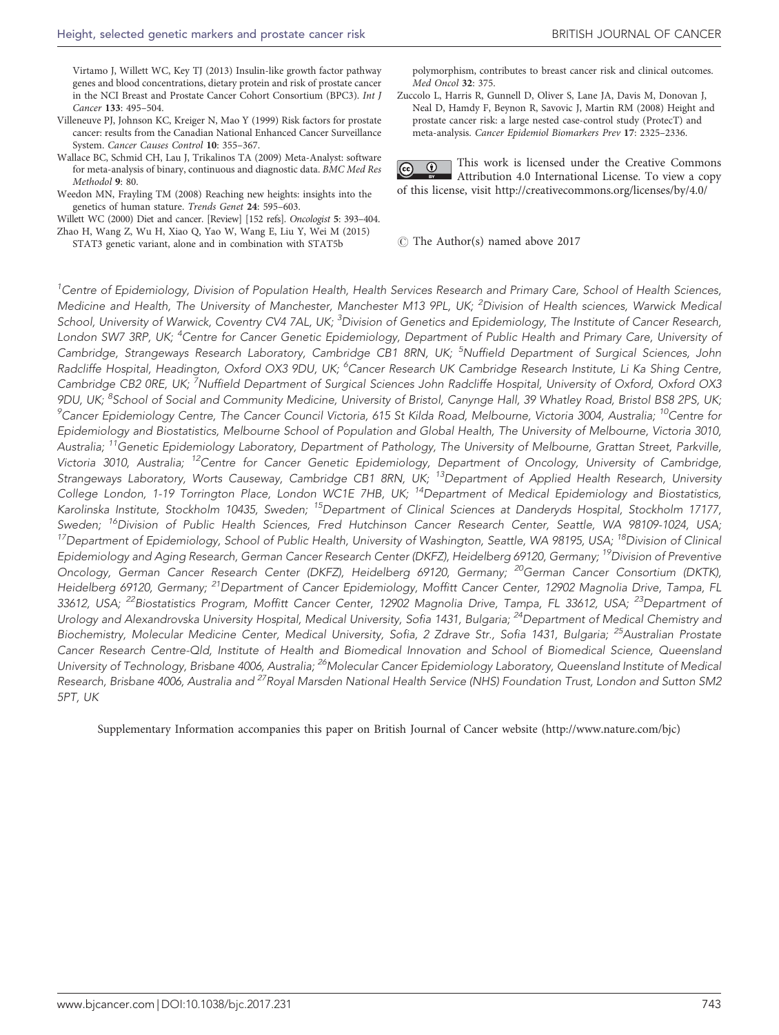Virtamo J, Willett WC, Key TJ (2013) Insulin-like growth factor pathway genes and blood concentrations, dietary protein and risk of prostate cancer in the NCI Breast and Prostate Cancer Cohort Consortium (BPC3). *Int J Cancer* **133**: 495–504.

Villeneuve PJ, Johnson KC, Kreiger N, Mao Y (1999) Risk factors for prostate cancer: results from the Canadian National Enhanced Cancer Surveillance System. *Cancer Causes Control* **10**: 355–367.

Wallace BC, Schmid CH, Lau J, Trikalinos TA (2009) Meta-Analyst: software for meta-analysis of binary, continuous and diagnostic data. *BMC Med Res Methodol* **9**: 80.

Weedon MN, Frayling TM (2008) Reaching new heights: insights into the genetics of human stature. *Trends Genet* **24**: 595–603.

Willett WC (2000) Diet and cancer. [Review] [152 refs]. *Oncologist* **5**: 393–404.

Zhao H, Wang Z, Wu H, Xiao Q, Yao W, Wang E, Liu Y, Wei M (2015) STAT3 genetic variant, alone and in combination with STAT5b polymorphism, contributes to breast cancer risk and clinical outcomes. *Med Oncol* **32**: 375.

Zuccolo L, Harris R, Gunnell D, Oliver S, Lane JA, Davis M, Donovan J, Neal D, Hamdy F, Beynon R, Savovic J, Martin RM (2008) Height and prostate cancer risk: a large nested case-control study (ProtecT) and meta-analysis. *Cancer Epidemiol Biomarkers Prev* **17**: 2325–2336.

This work is licensed under the Creative Commons Attribution 4.0 International License. To view a copy of this license, visit http://creativecommons.org/licenses/by/4.0/

© The Author(s) named above 2017

[1]Centre of Epidemiology, Division of Population Health, Health Services Research and Primary Care, School of Health Sciences, Medicine and Health, The University of Manchester, Manchester M13 9PL, UK; [2]Division of Health sciences, Warwick Medical School, University of Warwick, Coventry CV4 7AL, UK; [3]Division of Genetics and Epidemiology, The Institute of Cancer Research, London SW7 3RP, UK; [4]Centre for Cancer Genetic Epidemiology, Department of Public Health and Primary Care, University of Cambridge, Strangeways Research Laboratory, Cambridge CB1 8RN, UK; [5]Nuffield Department of Surgical Sciences, John Radcliffe Hospital, Headington, Oxford OX3 9DU, UK; [6]Cancer Research UK Cambridge Research Institute, Li Ka Shing Centre, Cambridge CB2 0RE, UK; [7]Nuffield Department of Surgical Sciences John Radcliffe Hospital, University of Oxford, Oxford OX3 9DU, UK; [8]School of Social and Community Medicine, University of Bristol, Canynge Hall, 39 Whatley Road, Bristol BS8 2PS, UK; [9]Cancer Epidemiology Centre, The Cancer Council Victoria, 615 St Kilda Road, Melbourne, Victoria 3004, Australia; [10]Centre for Epidemiology and Biostatistics, Melbourne School of Population and Global Health, The University of Melbourne, Victoria 3010, Australia; [11]Genetic Epidemiology Laboratory, Department of Pathology, The University of Melbourne, Grattan Street, Parkville, Victoria 3010, Australia; [12]Centre for Cancer Genetic Epidemiology, Department of Oncology, University of Cambridge, Strangeways Laboratory, Worts Causeway, Cambridge CB1 8RN, UK; [13]Department of Applied Health Research, University College London, 1-19 Torrington Place, London WC1E 7HB, UK; [14]Department of Medical Epidemiology and Biostatistics, Karolinska Institute, Stockholm 10435, Sweden; [15]Department of Clinical Sciences at Danderyds Hospital, Stockholm 17177, Sweden; [16]Division of Public Health Sciences, Fred Hutchinson Cancer Research Center, Seattle, WA 98109-1024, USA; [17]Department of Epidemiology, School of Public Health, University of Washington, Seattle, WA 98195, USA; [18]Division of Clinical Epidemiology and Aging Research, German Cancer Research Center (DKFZ), Heidelberg 69120, Germany; [19]Division of Preventive Oncology, German Cancer Research Center (DKFZ), Heidelberg 69120, Germany; [20]German Cancer Consortium (DKTK), Heidelberg 69120, Germany; [21]Department of Cancer Epidemiology, Moffitt Cancer Center, 12902 Magnolia Drive, Tampa, FL 33612, USA; [22]Biostatistics Program, Moffitt Cancer Center, 12902 Magnolia Drive, Tampa, FL 33612, USA; [23]Department of Urology and Alexandrovska University Hospital, Medical University, Sofia 1431, Bulgaria; [24]Department of Medical Chemistry and Biochemistry, Molecular Medicine Center, Medical University, Sofia, 2 Zdrave Str., Sofia 1431, Bulgaria; [25]Australian Prostate Cancer Research Centre-Qld, Institute of Health and Biomedical Innovation and School of Biomedical Science, Queensland University of Technology, Brisbane 4006, Australia; [26]Molecular Cancer Epidemiology Laboratory, Queensland Institute of Medical Research, Brisbane 4006, Australia and [27]Royal Marsden National Health Service (NHS) Foundation Trust, London and Sutton SM2 5PT, UK

Supplementary Information accompanies this paper on British Journal of Cancer website (http://www.nature.com/bjc)